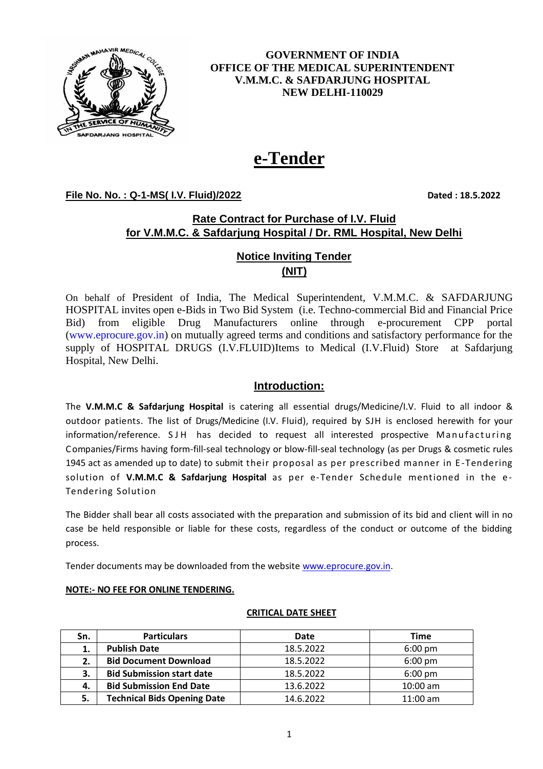**GOVERNMENT OF INDIA**
**OFFICE OF THE MEDICAL SUPERINTENDENT**
**V.M.M.C. & SAFDARJUNG HOSPITAL**
**NEW DELHI-110029**

# e-Tender

**File No. No. : Q-1-MS( I.V. Fluid)/2022** **Dated : 18.5.2022**

## Rate Contract for Purchase of I.V. Fluid for V.M.M.C. & Safdarjung Hospital / Dr. RML Hospital, New Delhi

## Notice Inviting Tender (NIT)

On behalf of President of India, The Medical Superintendent, V.M.M.C. & SAFDARJUNG HOSPITAL invites open e-Bids in Two Bid System (i.e. Techno-commercial Bid and Financial Price Bid) from eligible Drug Manufacturers online through e-procurement CPP portal (www.eprocure.gov.in) on mutually agreed terms and conditions and satisfactory performance for the supply of HOSPITAL DRUGS (I.V.FLUID)Items to Medical (I.V.Fluid) Store at Safdarjung Hospital, New Delhi.

## Introduction:

The **V.M.M.C & Safdarjung Hospital** is catering all essential drugs/Medicine/I.V. Fluid to all indoor & outdoor patients. The list of Drugs/Medicine (I.V. Fluid), required by SJH is enclosed herewith for your information/reference. SJH has decided to request all interested prospective Manufacturing Companies/Firms having form-fill-seal technology or blow-fill-seal technology (as per Drugs & cosmetic rules 1945 act as amended up to date) to submit their proposal as per prescribed manner in E-Tendering solution of **V.M.M.C & Safdarjung Hospital** as per e-Tender Schedule mentioned in the e-Tendering Solution

The Bidder shall bear all costs associated with the preparation and submission of its bid and client will in no case be held responsible or liable for these costs, regardless of the conduct or outcome of the bidding process.

Tender documents may be downloaded from the website www.eprocure.gov.in.

**NOTE:- NO FEE FOR ONLINE TENDERING.**

**CRITICAL DATE SHEET**

| Sn. | Particulars | Date | Time |
|---|---|---|---|
| 1. | Publish Date | 18.5.2022 | 6:00 pm |
| 2. | Bid Document Download | 18.5.2022 | 6:00 pm |
| 3. | Bid Submission start date | 18.5.2022 | 6:00 pm |
| 4. | Bid Submission End Date | 13.6.2022 | 10:00 am |
| 5. | Technical Bids Opening Date | 14.6.2022 | 11:00 am |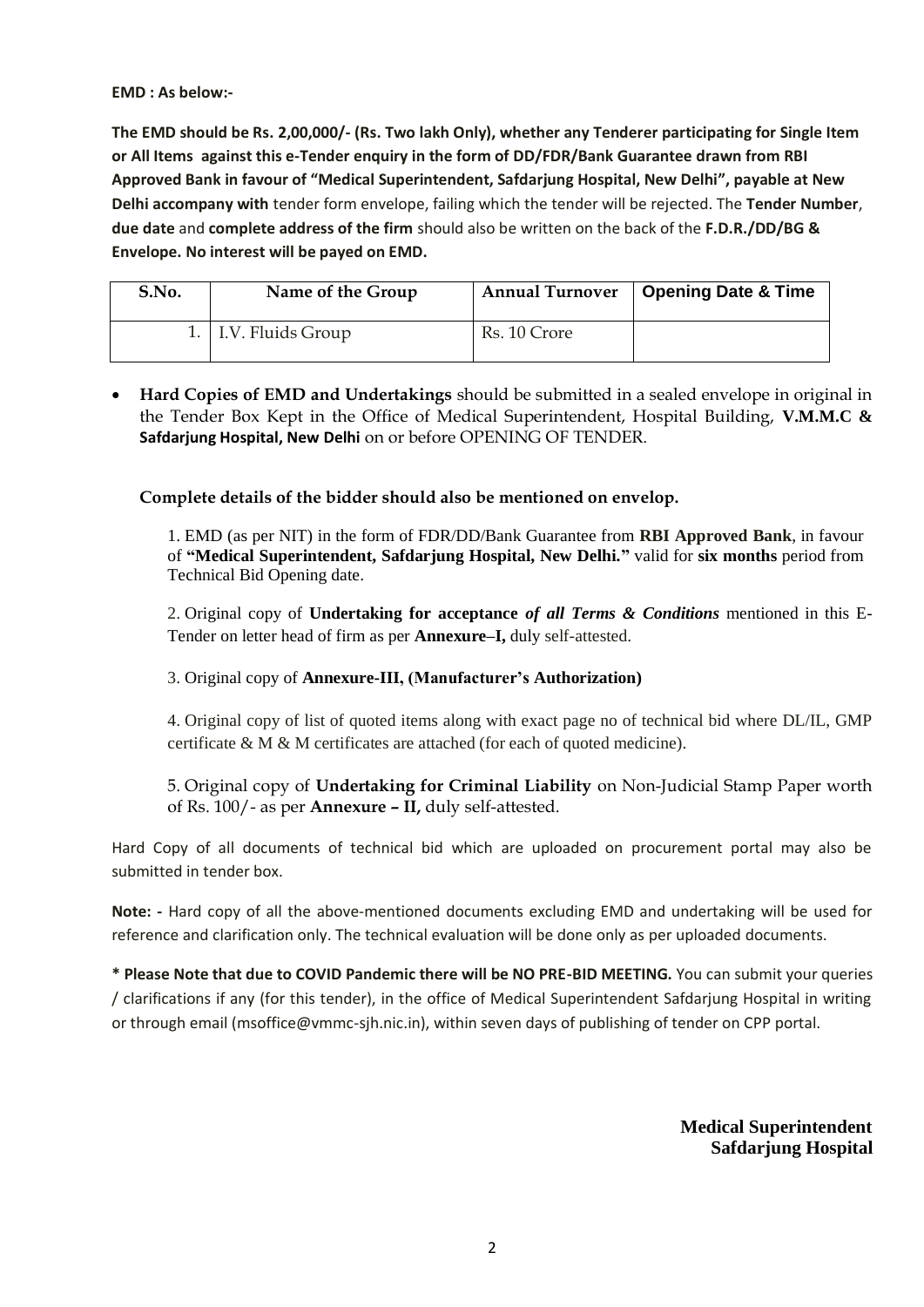**EMD : As below:-**

**The EMD should be Rs. 2,00,000/- (Rs. Two lakh Only), whether any Tenderer participating for Single Item or All Items against this e-Tender enquiry in the form of DD/FDR/Bank Guarantee drawn from RBI Approved Bank in favour of "Medical Superintendent, Safdarjung Hospital, New Delhi", payable at New Delhi accompany with** tender form envelope, failing which the tender will be rejected. The **Tender Number**, **due date** and **complete address of the firm** should also be written on the back of the **F.D.R./DD/BG & Envelope. No interest will be payed on EMD.**

| S.No. | Name of the Group | Annual Turnover | Opening Date & Time |
|---|---|---|---|
| 1. | I.V. Fluids Group | Rs. 10 Crore | |

- **Hard Copies of EMD and Undertakings** should be submitted in a sealed envelope in original in the Tender Box Kept in the Office of Medical Superintendent, Hospital Building, **V.M.M.C & Safdarjung Hospital, New Delhi** on or before OPENING OF TENDER.

**Complete details of the bidder should also be mentioned on envelop.**

1. EMD (as per NIT) in the form of FDR/DD/Bank Guarantee from **RBI Approved Bank**, in favour of **"Medical Superintendent, Safdarjung Hospital, New Delhi."** valid for **six months** period from Technical Bid Opening date.

2. Original copy of **Undertaking for acceptance *of all Terms & Conditions*** mentioned in this E-Tender on letter head of firm as per **Annexure–I,** duly self-attested.

3. Original copy of **Annexure-III, (Manufacturer's Authorization)**

4. Original copy of list of quoted items along with exact page no of technical bid where DL/IL, GMP certificate & M & M certificates are attached (for each of quoted medicine).

5. Original copy of **Undertaking for Criminal Liability** on Non-Judicial Stamp Paper worth of Rs. 100/- as per **Annexure – II,** duly self-attested.

Hard Copy of all documents of technical bid which are uploaded on procurement portal may also be submitted in tender box.

**Note: -** Hard copy of all the above-mentioned documents excluding EMD and undertaking will be used for reference and clarification only. The technical evaluation will be done only as per uploaded documents.

**\* Please Note that due to COVID Pandemic there will be NO PRE-BID MEETING.** You can submit your queries / clarifications if any (for this tender), in the office of Medical Superintendent Safdarjung Hospital in writing or through email (msoffice@vmmc-sjh.nic.in), within seven days of publishing of tender on CPP portal.

**Medical Superintendent**
**Safdarjung Hospital**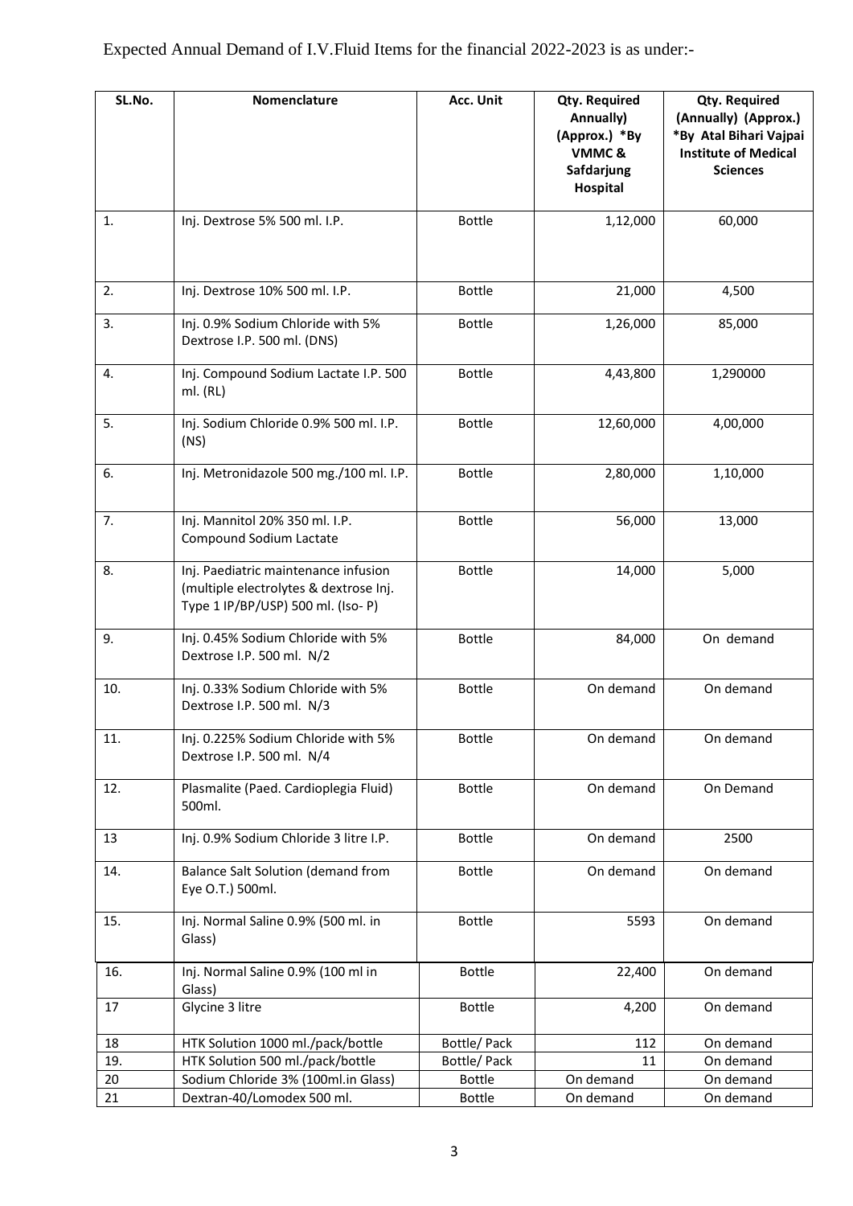Expected Annual Demand of I.V.Fluid Items for the financial 2022-2023 is as under:-

| SL.No. | Nomenclature | Acc. Unit | Qty. Required Annually) (Approx.) *By VMMC & Safdarjung Hospital | Qty. Required (Annually) (Approx.) *By Atal Bihari Vajpai Institute of Medical Sciences |
|---|---|---|---|---|
| 1. | Inj. Dextrose 5% 500 ml. I.P. | Bottle | 1,12,000 | 60,000 |
| 2. | Inj. Dextrose 10% 500 ml. I.P. | Bottle | 21,000 | 4,500 |
| 3. | Inj. 0.9% Sodium Chloride with 5% Dextrose I.P. 500 ml. (DNS) | Bottle | 1,26,000 | 85,000 |
| 4. | Inj. Compound Sodium Lactate I.P. 500 ml. (RL) | Bottle | 4,43,800 | 1,290000 |
| 5. | Inj. Sodium Chloride 0.9% 500 ml. I.P. (NS) | Bottle | 12,60,000 | 4,00,000 |
| 6. | Inj. Metronidazole 500 mg./100 ml. I.P. | Bottle | 2,80,000 | 1,10,000 |
| 7. | Inj. Mannitol 20% 350 ml. I.P. Compound Sodium Lactate | Bottle | 56,000 | 13,000 |
| 8. | Inj. Paediatric maintenance infusion (multiple electrolytes & dextrose Inj. Type 1 IP/BP/USP) 500 ml. (Iso- P) | Bottle | 14,000 | 5,000 |
| 9. | Inj. 0.45% Sodium Chloride with 5% Dextrose I.P. 500 ml. N/2 | Bottle | 84,000 | On demand |
| 10. | Inj. 0.33% Sodium Chloride with 5% Dextrose I.P. 500 ml. N/3 | Bottle | On demand | On demand |
| 11. | Inj. 0.225% Sodium Chloride with 5% Dextrose I.P. 500 ml. N/4 | Bottle | On demand | On demand |
| 12. | Plasmalite (Paed. Cardioplegia Fluid) 500ml. | Bottle | On demand | On Demand |
| 13 | Inj. 0.9% Sodium Chloride 3 litre I.P. | Bottle | On demand | 2500 |
| 14. | Balance Salt Solution (demand from Eye O.T.) 500ml. | Bottle | On demand | On demand |
| 15. | Inj. Normal Saline 0.9% (500 ml. in Glass) | Bottle | 5593 | On demand |
| 16. | Inj. Normal Saline 0.9% (100 ml in Glass) | Bottle | 22,400 | On demand |
| 17 | Glycine 3 litre | Bottle | 4,200 | On demand |
| 18 | HTK Solution 1000 ml./pack/bottle | Bottle/ Pack | 112 | On demand |
| 19. | HTK Solution 500 ml./pack/bottle | Bottle/ Pack | 11 | On demand |
| 20 | Sodium Chloride 3% (100ml.in Glass) | Bottle | On demand | On demand |
| 21 | Dextran-40/Lomodex 500 ml. | Bottle | On demand | On demand |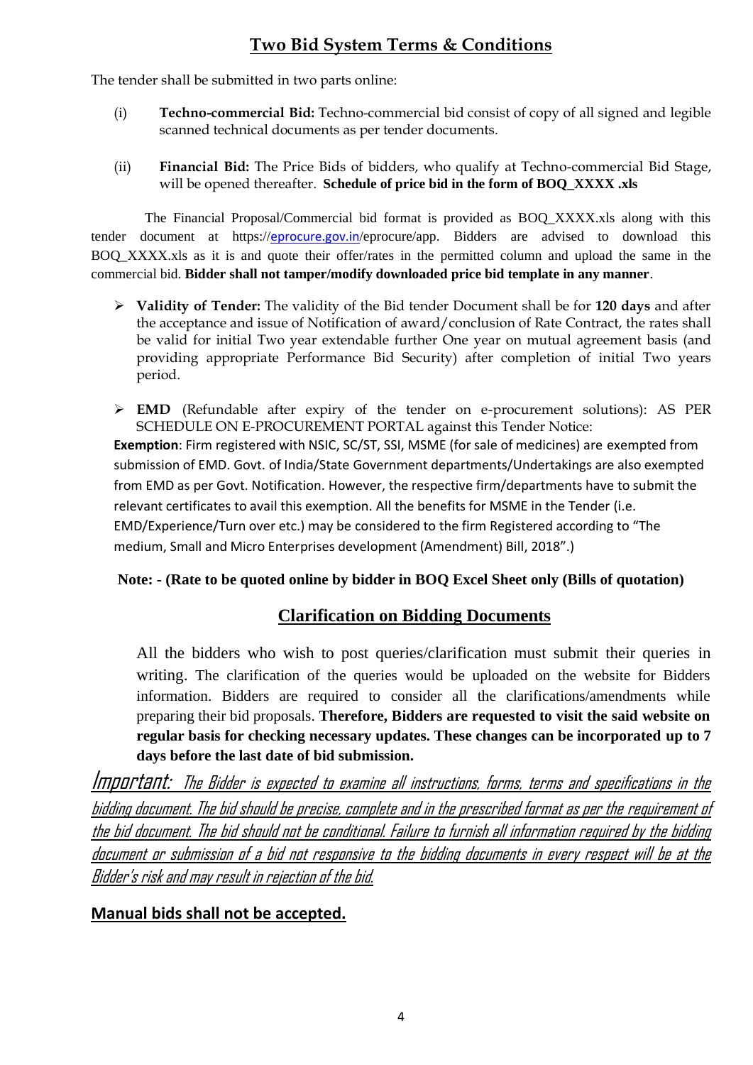## Two Bid System Terms & Conditions

The tender shall be submitted in two parts online:

(i) **Techno-commercial Bid:** Techno-commercial bid consist of copy of all signed and legible scanned technical documents as per tender documents.

(ii) **Financial Bid:** The Price Bids of bidders, who qualify at Techno-commercial Bid Stage, will be opened thereafter. **Schedule of price bid in the form of BOQ_XXXX .xls**

The Financial Proposal/Commercial bid format is provided as BOQ_XXXX.xls along with this tender document at https://eprocure.gov.in/eprocure/app. Bidders are advised to download this BOQ_XXXX.xls as it is and quote their offer/rates in the permitted column and upload the same in the commercial bid. **Bidder shall not tamper/modify downloaded price bid template in any manner**.

- **Validity of Tender:** The validity of the Bid tender Document shall be for **120 days** and after the acceptance and issue of Notification of award/conclusion of Rate Contract, the rates shall be valid for initial Two year extendable further One year on mutual agreement basis (and providing appropriate Performance Bid Security) after completion of initial Two years period.

- **EMD** (Refundable after expiry of the tender on e-procurement solutions): AS PER SCHEDULE ON E-PROCUREMENT PORTAL against this Tender Notice:

**Exemption**: Firm registered with NSIC, SC/ST, SSI, MSME (for sale of medicines) are exempted from submission of EMD. Govt. of India/State Government departments/Undertakings are also exempted from EMD as per Govt. Notification. However, the respective firm/departments have to submit the relevant certificates to avail this exemption. All the benefits for MSME in the Tender (i.e. EMD/Experience/Turn over etc.) may be considered to the firm Registered according to "The medium, Small and Micro Enterprises development (Amendment) Bill, 2018".)

**Note: - (Rate to be quoted online by bidder in BOQ Excel Sheet only (Bills of quotation)**

## Clarification on Bidding Documents

All the bidders who wish to post queries/clarification must submit their queries in writing. The clarification of the queries would be uploaded on the website for Bidders information. Bidders are required to consider all the clarifications/amendments while preparing their bid proposals. **Therefore, Bidders are requested to visit the said website on regular basis for checking necessary updates. These changes can be incorporated up to 7 days before the last date of bid submission.**

*Important: The Bidder is expected to examine all instructions, forms, terms and specifications in the bidding document. The bid should be precise, complete and in the prescribed format as per the requirement of the bid document. The bid should not be conditional. Failure to furnish all information required by the bidding document or submission of a bid not responsive to the bidding documents in every respect will be at the Bidder's risk and may result in rejection of the bid.*

**Manual bids shall not be accepted.**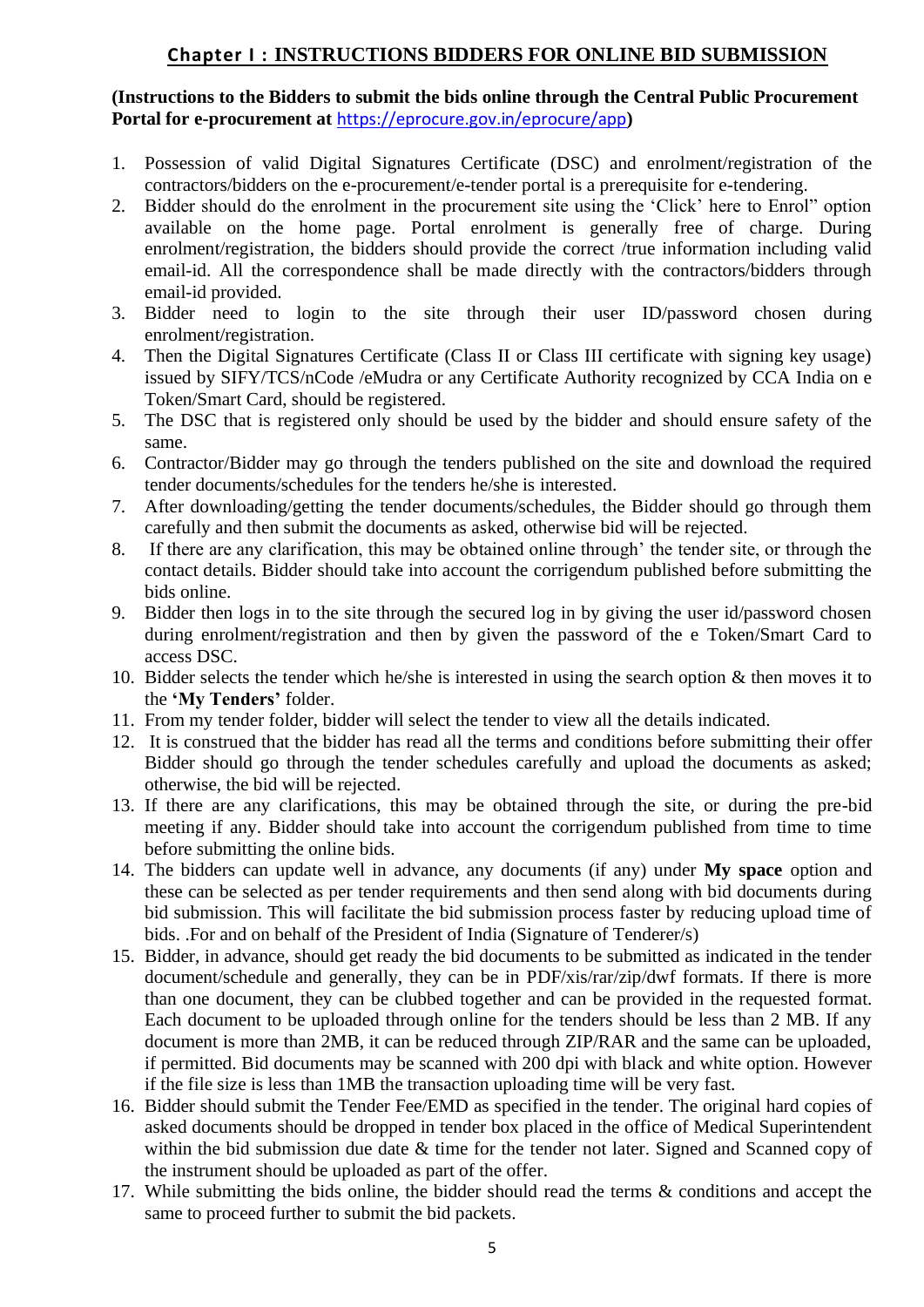## Chapter I : INSTRUCTIONS BIDDERS FOR ONLINE BID SUBMISSION

**(Instructions to the Bidders to submit the bids online through the Central Public Procurement Portal for e-procurement at https://eprocure.gov.in/eprocure/app)**

1. Possession of valid Digital Signatures Certificate (DSC) and enrolment/registration of the contractors/bidders on the e-procurement/e-tender portal is a prerequisite for e-tendering.
2. Bidder should do the enrolment in the procurement site using the 'Click' here to Enrol" option available on the home page. Portal enrolment is generally free of charge. During enrolment/registration, the bidders should provide the correct /true information including valid email-id. All the correspondence shall be made directly with the contractors/bidders through email-id provided.
3. Bidder need to login to the site through their user ID/password chosen during enrolment/registration.
4. Then the Digital Signatures Certificate (Class II or Class III certificate with signing key usage) issued by SIFY/TCS/nCode /eMudra or any Certificate Authority recognized by CCA India on e Token/Smart Card, should be registered.
5. The DSC that is registered only should be used by the bidder and should ensure safety of the same.
6. Contractor/Bidder may go through the tenders published on the site and download the required tender documents/schedules for the tenders he/she is interested.
7. After downloading/getting the tender documents/schedules, the Bidder should go through them carefully and then submit the documents as asked, otherwise bid will be rejected.
8. If there are any clarification, this may be obtained online through' the tender site, or through the contact details. Bidder should take into account the corrigendum published before submitting the bids online.
9. Bidder then logs in to the site through the secured log in by giving the user id/password chosen during enrolment/registration and then by given the password of the e Token/Smart Card to access DSC.
10. Bidder selects the tender which he/she is interested in using the search option & then moves it to the **'My Tenders'** folder.
11. From my tender folder, bidder will select the tender to view all the details indicated.
12. It is construed that the bidder has read all the terms and conditions before submitting their offer Bidder should go through the tender schedules carefully and upload the documents as asked; otherwise, the bid will be rejected.
13. If there are any clarifications, this may be obtained through the site, or during the pre-bid meeting if any. Bidder should take into account the corrigendum published from time to time before submitting the online bids.
14. The bidders can update well in advance, any documents (if any) under **My space** option and these can be selected as per tender requirements and then send along with bid documents during bid submission. This will facilitate the bid submission process faster by reducing upload time of bids. .For and on behalf of the President of India (Signature of Tenderer/s)
15. Bidder, in advance, should get ready the bid documents to be submitted as indicated in the tender document/schedule and generally, they can be in PDF/xis/rar/zip/dwf formats. If there is more than one document, they can be clubbed together and can be provided in the requested format. Each document to be uploaded through online for the tenders should be less than 2 MB. If any document is more than 2MB, it can be reduced through ZIP/RAR and the same can be uploaded, if permitted. Bid documents may be scanned with 200 dpi with black and white option. However if the file size is less than 1MB the transaction uploading time will be very fast.
16. Bidder should submit the Tender Fee/EMD as specified in the tender. The original hard copies of asked documents should be dropped in tender box placed in the office of Medical Superintendent within the bid submission due date & time for the tender not later. Signed and Scanned copy of the instrument should be uploaded as part of the offer.
17. While submitting the bids online, the bidder should read the terms & conditions and accept the same to proceed further to submit the bid packets.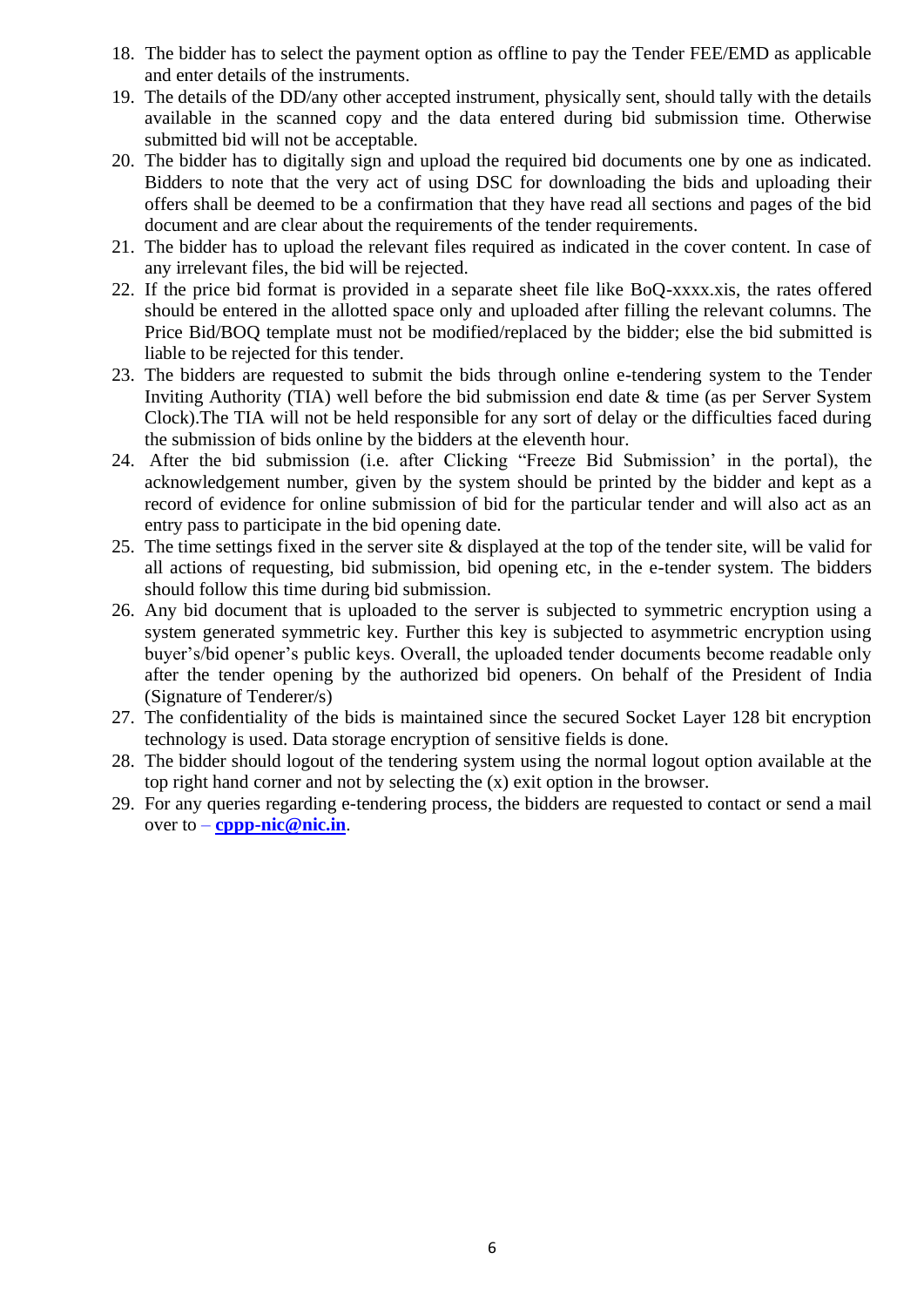18. The bidder has to select the payment option as offline to pay the Tender FEE/EMD as applicable and enter details of the instruments.
19. The details of the DD/any other accepted instrument, physically sent, should tally with the details available in the scanned copy and the data entered during bid submission time. Otherwise submitted bid will not be acceptable.
20. The bidder has to digitally sign and upload the required bid documents one by one as indicated. Bidders to note that the very act of using DSC for downloading the bids and uploading their offers shall be deemed to be a confirmation that they have read all sections and pages of the bid document and are clear about the requirements of the tender requirements.
21. The bidder has to upload the relevant files required as indicated in the cover content. In case of any irrelevant files, the bid will be rejected.
22. If the price bid format is provided in a separate sheet file like BoQ-xxxx.xis, the rates offered should be entered in the allotted space only and uploaded after filling the relevant columns. The Price Bid/BOQ template must not be modified/replaced by the bidder; else the bid submitted is liable to be rejected for this tender.
23. The bidders are requested to submit the bids through online e-tendering system to the Tender Inviting Authority (TIA) well before the bid submission end date & time (as per Server System Clock).The TIA will not be held responsible for any sort of delay or the difficulties faced during the submission of bids online by the bidders at the eleventh hour.
24. After the bid submission (i.e. after Clicking "Freeze Bid Submission' in the portal), the acknowledgement number, given by the system should be printed by the bidder and kept as a record of evidence for online submission of bid for the particular tender and will also act as an entry pass to participate in the bid opening date.
25. The time settings fixed in the server site & displayed at the top of the tender site, will be valid for all actions of requesting, bid submission, bid opening etc, in the e-tender system. The bidders should follow this time during bid submission.
26. Any bid document that is uploaded to the server is subjected to symmetric encryption using a system generated symmetric key. Further this key is subjected to asymmetric encryption using buyer's/bid opener's public keys. Overall, the uploaded tender documents become readable only after the tender opening by the authorized bid openers. On behalf of the President of India (Signature of Tenderer/s)
27. The confidentiality of the bids is maintained since the secured Socket Layer 128 bit encryption technology is used. Data storage encryption of sensitive fields is done.
28. The bidder should logout of the tendering system using the normal logout option available at the top right hand corner and not by selecting the (x) exit option in the browser.
29. For any queries regarding e-tendering process, the bidders are requested to contact or send a mail over to – **cppp-nic@nic.in**.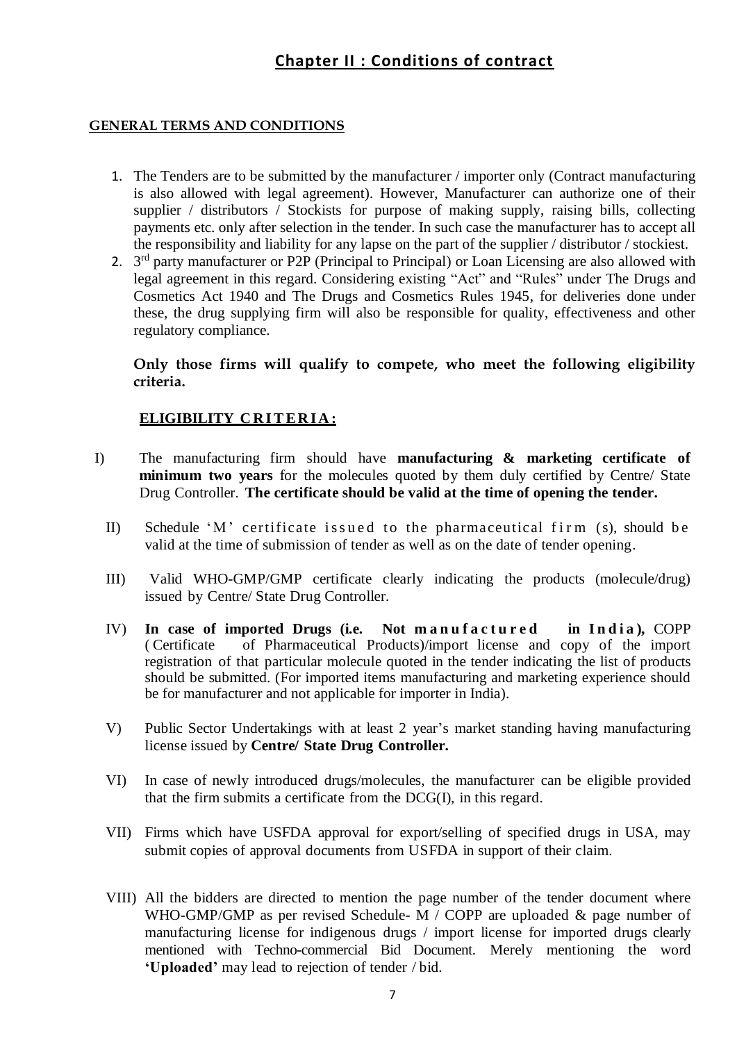## Chapter II : Conditions of contract

**GENERAL TERMS AND CONDITIONS**

1. The Tenders are to be submitted by the manufacturer / importer only (Contract manufacturing is also allowed with legal agreement). However, Manufacturer can authorize one of their supplier / distributors / Stockists for purpose of making supply, raising bills, collecting payments etc. only after selection in the tender. In such case the manufacturer has to accept all the responsibility and liability for any lapse on the part of the supplier / distributor / stockiest.
2. 3rd party manufacturer or P2P (Principal to Principal) or Loan Licensing are also allowed with legal agreement in this regard. Considering existing "Act" and "Rules" under The Drugs and Cosmetics Act 1940 and The Drugs and Cosmetics Rules 1945, for deliveries done under these, the drug supplying firm will also be responsible for quality, effectiveness and other regulatory compliance.

**Only those firms will qualify to compete, who meet the following eligibility criteria.**

**ELIGIBILITY CRITERIA:**

I) The manufacturing firm should have **manufacturing & marketing certificate of minimum two years** for the molecules quoted by them duly certified by Centre/ State Drug Controller. **The certificate should be valid at the time of opening the tender.**

II) Schedule 'M' certificate issued to the pharmaceutical firm (s), should be valid at the time of submission of tender as well as on the date of tender opening.

III) Valid WHO-GMP/GMP certificate clearly indicating the products (molecule/drug) issued by Centre/ State Drug Controller.

IV) **In case of imported Drugs (i.e. Not manufactured in India),** COPP (Certificate of Pharmaceutical Products)/import license and copy of the import registration of that particular molecule quoted in the tender indicating the list of products should be submitted. (For imported items manufacturing and marketing experience should be for manufacturer and not applicable for importer in India).

V) Public Sector Undertakings with at least 2 year's market standing having manufacturing license issued by **Centre/ State Drug Controller.**

VI) In case of newly introduced drugs/molecules, the manufacturer can be eligible provided that the firm submits a certificate from the DCG(I), in this regard.

VII) Firms which have USFDA approval for export/selling of specified drugs in USA, may submit copies of approval documents from USFDA in support of their claim.

VIII) All the bidders are directed to mention the page number of the tender document where WHO-GMP/GMP as per revised Schedule- M / COPP are uploaded & page number of manufacturing license for indigenous drugs / import license for imported drugs clearly mentioned with Techno-commercial Bid Document. Merely mentioning the word **'Uploaded'** may lead to rejection of tender / bid.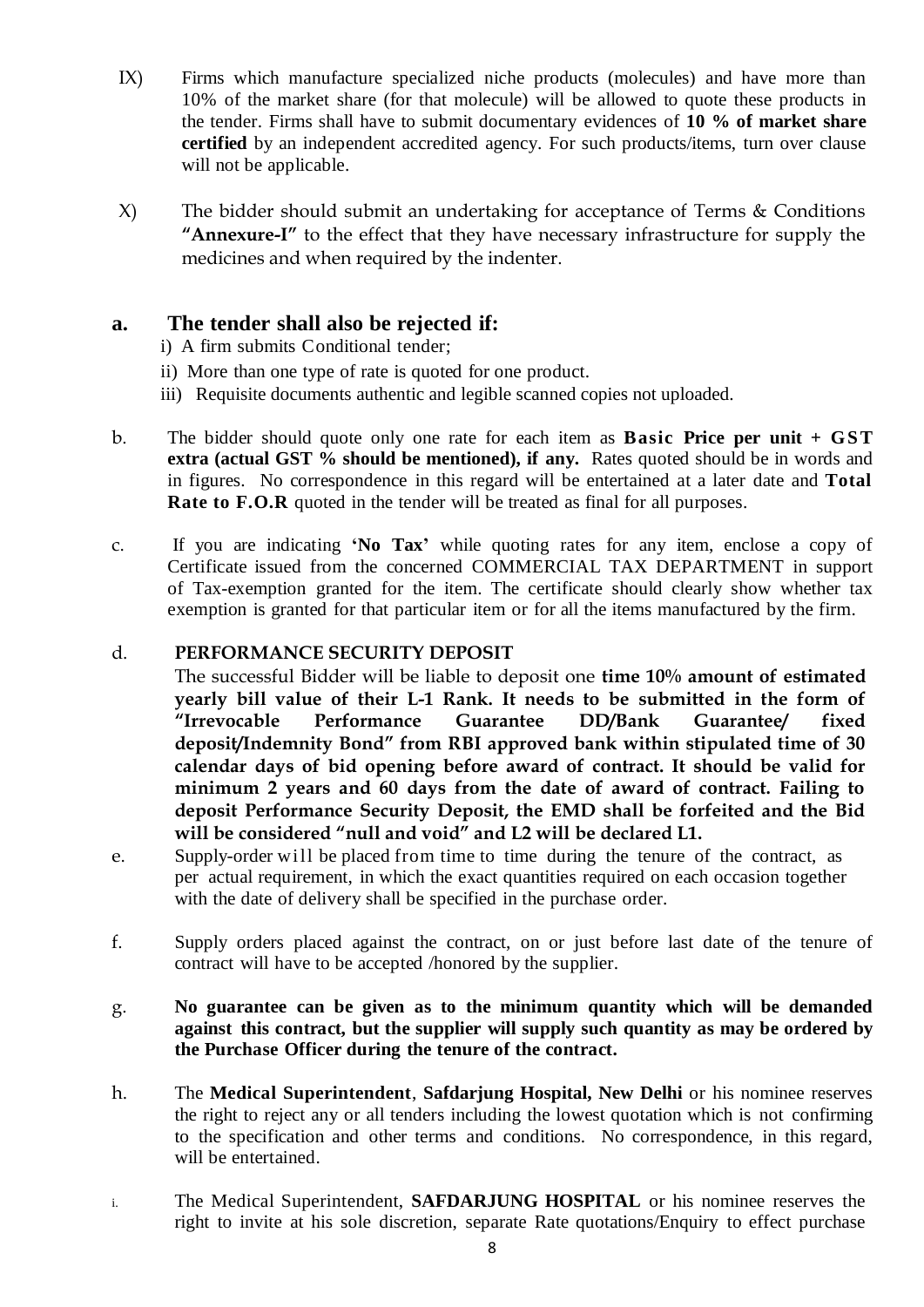IX) Firms which manufacture specialized niche products (molecules) and have more than 10% of the market share (for that molecule) will be allowed to quote these products in the tender. Firms shall have to submit documentary evidences of **10 % of market share certified** by an independent accredited agency. For such products/items, turn over clause will not be applicable.

X) The bidder should submit an undertaking for acceptance of Terms & Conditions **"Annexure-I"** to the effect that they have necessary infrastructure for supply the medicines and when required by the indenter.

## a. The tender shall also be rejected if:

i) A firm submits Conditional tender;

ii) More than one type of rate is quoted for one product.

iii) Requisite documents authentic and legible scanned copies not uploaded.

b. The bidder should quote only one rate for each item as **Basic Price per unit + GST extra (actual GST % should be mentioned), if any.** Rates quoted should be in words and in figures. No correspondence in this regard will be entertained at a later date and **Total Rate to F.O.R** quoted in the tender will be treated as final for all purposes.

c. If you are indicating **'No Tax'** while quoting rates for any item, enclose a copy of Certificate issued from the concerned COMMERCIAL TAX DEPARTMENT in support of Tax-exemption granted for the item. The certificate should clearly show whether tax exemption is granted for that particular item or for all the items manufactured by the firm.

d. **PERFORMANCE SECURITY DEPOSIT**

The successful Bidder will be liable to deposit one **time 10% amount of estimated yearly bill value of their L-1 Rank. It needs to be submitted in the form of "Irrevocable Performance Guarantee DD/Bank Guarantee/ fixed deposit/Indemnity Bond" from RBI approved bank within stipulated time of 30 calendar days of bid opening before award of contract. It should be valid for minimum 2 years and 60 days from the date of award of contract. Failing to deposit Performance Security Deposit, the EMD shall be forfeited and the Bid will be considered "null and void" and L2 will be declared L1.**

e. Supply-order will be placed from time to time during the tenure of the contract, as per actual requirement, in which the exact quantities required on each occasion together with the date of delivery shall be specified in the purchase order.

f. Supply orders placed against the contract, on or just before last date of the tenure of contract will have to be accepted /honored by the supplier.

g. **No guarantee can be given as to the minimum quantity which will be demanded against this contract, but the supplier will supply such quantity as may be ordered by the Purchase Officer during the tenure of the contract.**

h. The **Medical Superintendent**, **Safdarjung Hospital, New Delhi** or his nominee reserves the right to reject any or all tenders including the lowest quotation which is not confirming to the specification and other terms and conditions. No correspondence, in this regard, will be entertained.

i. The Medical Superintendent, **SAFDARJUNG HOSPITAL** or his nominee reserves the right to invite at his sole discretion, separate Rate quotations/Enquiry to effect purchase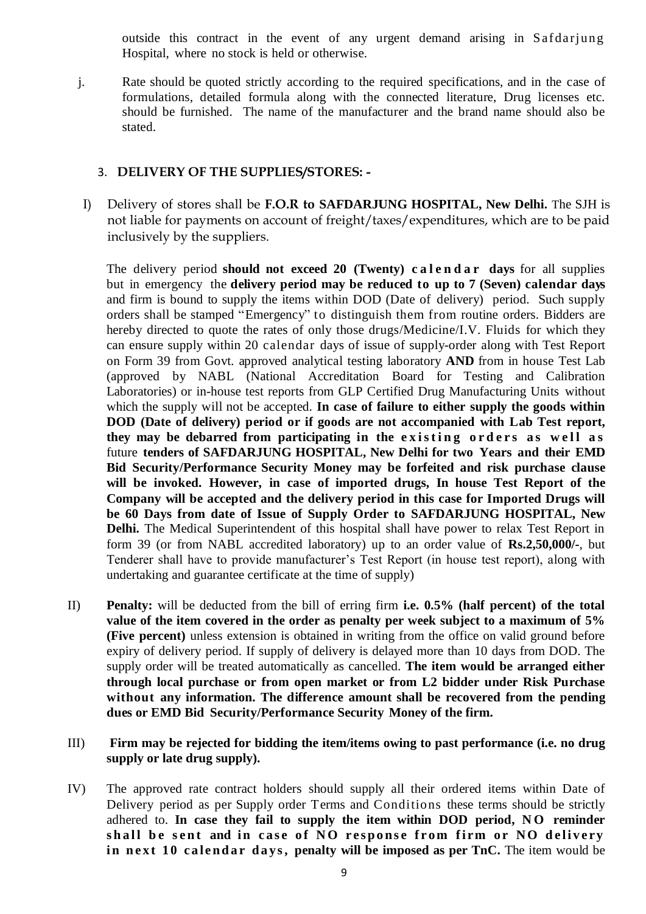outside this contract in the event of any urgent demand arising in Safdarjung Hospital, where no stock is held or otherwise.

j. Rate should be quoted strictly according to the required specifications, and in the case of formulations, detailed formula along with the connected literature, Drug licenses etc. should be furnished. The name of the manufacturer and the brand name should also be stated.

### 3. DELIVERY OF THE SUPPLIES/STORES: -

I) Delivery of stores shall be **F.O.R to SAFDARJUNG HOSPITAL, New Delhi.** The SJH is not liable for payments on account of freight/taxes/expenditures, which are to be paid inclusively by the suppliers.

The delivery period **should not exceed 20 (Twenty) calendar days** for all supplies but in emergency the **delivery period may be reduced to up to 7 (Seven) calendar days** and firm is bound to supply the items within DOD (Date of delivery) period. Such supply orders shall be stamped "Emergency" to distinguish them from routine orders. Bidders are hereby directed to quote the rates of only those drugs/Medicine/I.V. Fluids for which they can ensure supply within 20 calendar days of issue of supply-order along with Test Report on Form 39 from Govt. approved analytical testing laboratory **AND** from in house Test Lab (approved by NABL (National Accreditation Board for Testing and Calibration Laboratories) or in-house test reports from GLP Certified Drug Manufacturing Units without which the supply will not be accepted. **In case of failure to either supply the goods within DOD (Date of delivery) period or if goods are not accompanied with Lab Test report, they may be debarred from participating in the existing orders as well as** future **tenders of SAFDARJUNG HOSPITAL, New Delhi for two Years and their EMD Bid Security/Performance Security Money may be forfeited and risk purchase clause will be invoked. However, in case of imported drugs, In house Test Report of the Company will be accepted and the delivery period in this case for Imported Drugs will be 60 Days from date of Issue of Supply Order to SAFDARJUNG HOSPITAL, New Delhi.** The Medical Superintendent of this hospital shall have power to relax Test Report in form 39 (or from NABL accredited laboratory) up to an order value of **Rs.2,50,000/-**, but Tenderer shall have to provide manufacturer's Test Report (in house test report), along with undertaking and guarantee certificate at the time of supply)

II) **Penalty:** will be deducted from the bill of erring firm **i.e. 0.5% (half percent) of the total value of the item covered in the order as penalty per week subject to a maximum of 5% (Five percent)** unless extension is obtained in writing from the office on valid ground before expiry of delivery period. If supply of delivery is delayed more than 10 days from DOD. The supply order will be treated automatically as cancelled. **The item would be arranged either through local purchase or from open market or from L2 bidder under Risk Purchase without any information. The difference amount shall be recovered from the pending dues or EMD Bid Security/Performance Security Money of the firm.**

III) **Firm may be rejected for bidding the item/items owing to past performance (i.e. no drug supply or late drug supply).**

IV) The approved rate contract holders should supply all their ordered items within Date of Delivery period as per Supply order Terms and Conditions these terms should be strictly adhered to. **In case they fail to supply the item within DOD period, NO reminder shall be sent and in case of NO response from firm or NO delivery in next 10 calendar days, penalty will be imposed as per TnC.** The item would be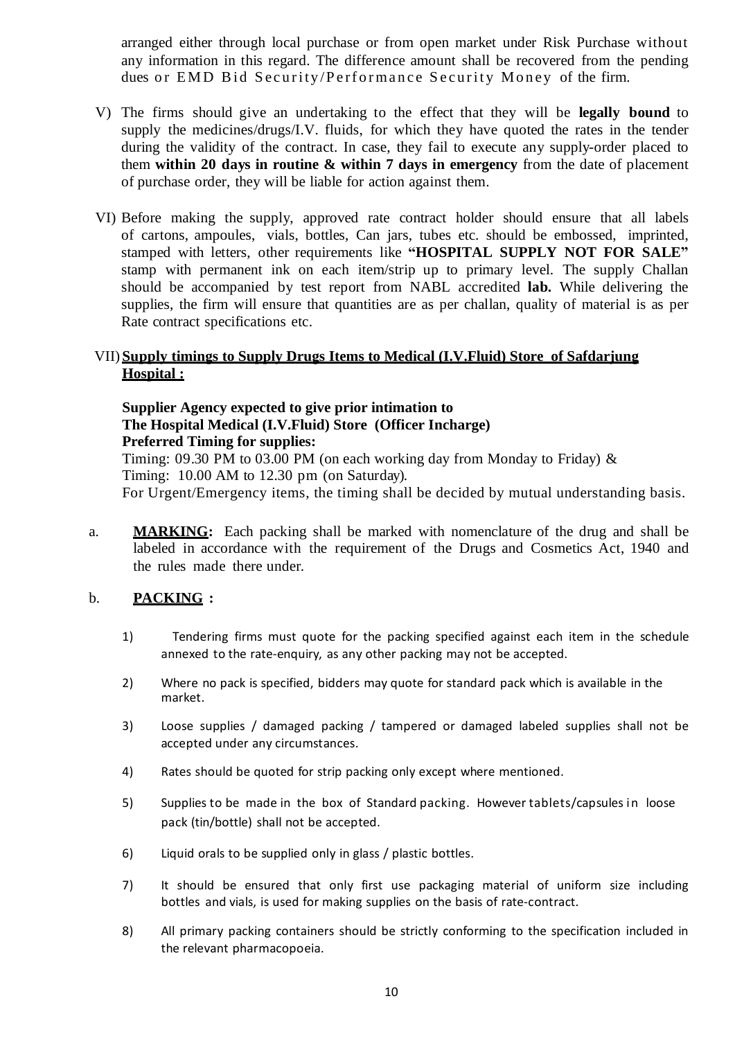arranged either through local purchase or from open market under Risk Purchase without any information in this regard. The difference amount shall be recovered from the pending dues or EMD Bid Security/Performance Security Money of the firm.

V) The firms should give an undertaking to the effect that they will be **legally bound** to supply the medicines/drugs/I.V. fluids, for which they have quoted the rates in the tender during the validity of the contract. In case, they fail to execute any supply-order placed to them **within 20 days in routine & within 7 days in emergency** from the date of placement of purchase order, they will be liable for action against them.

VI) Before making the supply, approved rate contract holder should ensure that all labels of cartons, ampoules, vials, bottles, Can jars, tubes etc. should be embossed, imprinted, stamped with letters, other requirements like **"HOSPITAL SUPPLY NOT FOR SALE"** stamp with permanent ink on each item/strip up to primary level. The supply Challan should be accompanied by test report from NABL accredited **lab.** While delivering the supplies, the firm will ensure that quantities are as per challan, quality of material is as per Rate contract specifications etc.

VII) **<u>Supply timings to Supply Drugs Items to Medical (I.V.Fluid) Store of Safdarjung Hospital :</u>**

**Supplier Agency expected to give prior intimation to**
**The Hospital Medical (I.V.Fluid) Store (Officer Incharge)**
**Preferred Timing for supplies:**
Timing: 09.30 PM to 03.00 PM (on each working day from Monday to Friday) &
Timing: 10.00 AM to 12.30 pm (on Saturday).
For Urgent/Emergency items, the timing shall be decided by mutual understanding basis.

a. **<u>MARKING:</u>** Each packing shall be marked with nomenclature of the drug and shall be labeled in accordance with the requirement of the Drugs and Cosmetics Act, 1940 and the rules made there under.

b. **<u>PACKING</u> :**

1) Tendering firms must quote for the packing specified against each item in the schedule annexed to the rate-enquiry, as any other packing may not be accepted.

2) Where no pack is specified, bidders may quote for standard pack which is available in the market.

3) Loose supplies / damaged packing / tampered or damaged labeled supplies shall not be accepted under any circumstances.

4) Rates should be quoted for strip packing only except where mentioned.

5) Supplies to be made in the box of Standard packing. However tablets/capsules in loose pack (tin/bottle) shall not be accepted.

6) Liquid orals to be supplied only in glass / plastic bottles.

7) It should be ensured that only first use packaging material of uniform size including bottles and vials, is used for making supplies on the basis of rate-contract.

8) All primary packing containers should be strictly conforming to the specification included in the relevant pharmacopoeia.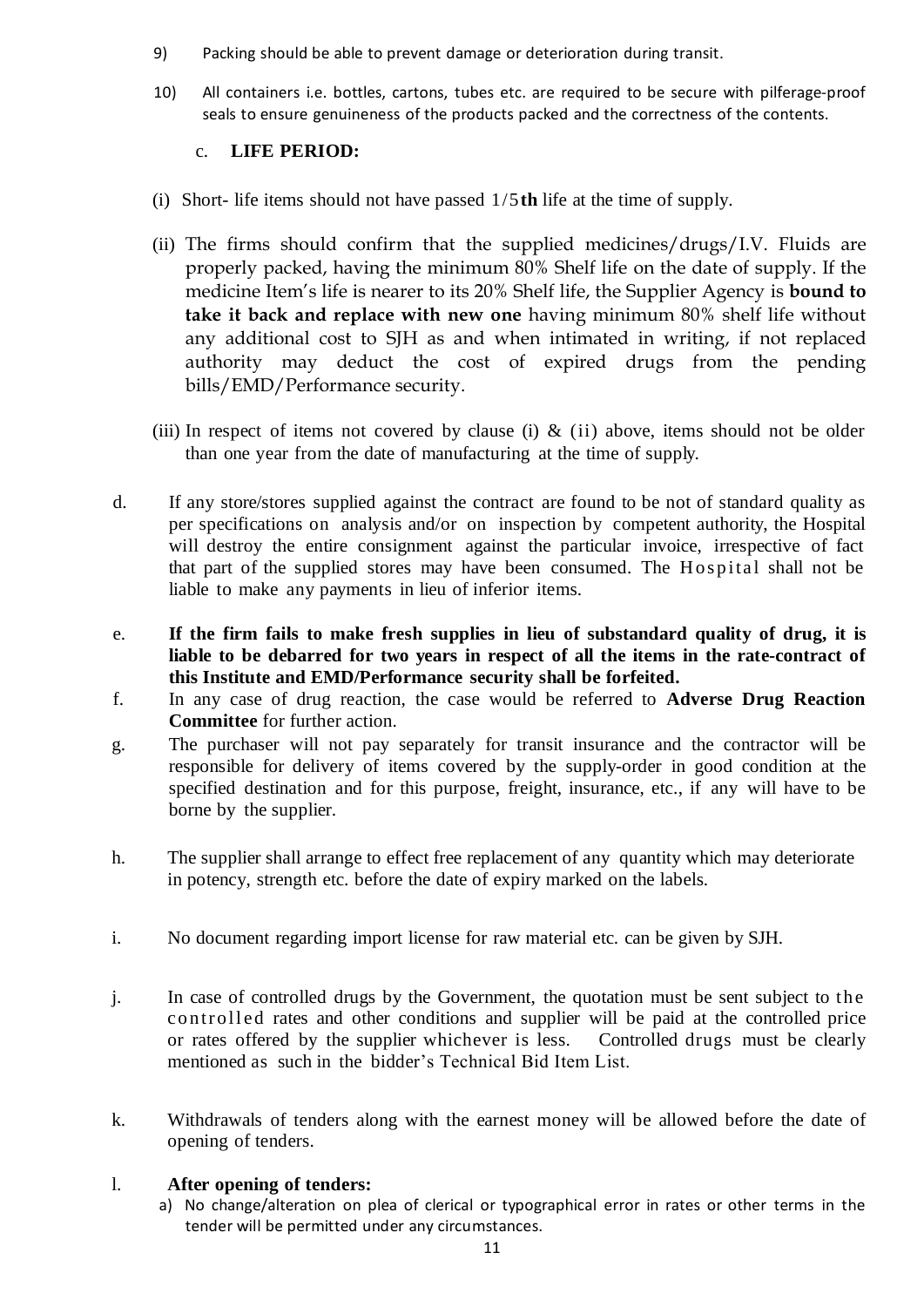9) Packing should be able to prevent damage or deterioration during transit.

10) All containers i.e. bottles, cartons, tubes etc. are required to be secure with pilferage-proof seals to ensure genuineness of the products packed and the correctness of the contents.

c. **LIFE PERIOD:**

(i) Short- life items should not have passed 1/5**th** life at the time of supply.

(ii) The firms should confirm that the supplied medicines/drugs/I.V. Fluids are properly packed, having the minimum 80% Shelf life on the date of supply. If the medicine Item's life is nearer to its 20% Shelf life, the Supplier Agency is **bound to take it back and replace with new one** having minimum 80% shelf life without any additional cost to SJH as and when intimated in writing, if not replaced authority may deduct the cost of expired drugs from the pending bills/EMD/Performance security.

(iii) In respect of items not covered by clause (i) & (ii) above, items should not be older than one year from the date of manufacturing at the time of supply.

d. If any store/stores supplied against the contract are found to be not of standard quality as per specifications on analysis and/or on inspection by competent authority, the Hospital will destroy the entire consignment against the particular invoice, irrespective of fact that part of the supplied stores may have been consumed. The Hospital shall not be liable to make any payments in lieu of inferior items.

e. **If the firm fails to make fresh supplies in lieu of substandard quality of drug, it is liable to be debarred for two years in respect of all the items in the rate-contract of this Institute and EMD/Performance security shall be forfeited.**

f. In any case of drug reaction, the case would be referred to **Adverse Drug Reaction Committee** for further action.

g. The purchaser will not pay separately for transit insurance and the contractor will be responsible for delivery of items covered by the supply-order in good condition at the specified destination and for this purpose, freight, insurance, etc., if any will have to be borne by the supplier.

h. The supplier shall arrange to effect free replacement of any quantity which may deteriorate in potency, strength etc. before the date of expiry marked on the labels.

i. No document regarding import license for raw material etc. can be given by SJH.

j. In case of controlled drugs by the Government, the quotation must be sent subject to the controlled rates and other conditions and supplier will be paid at the controlled price or rates offered by the supplier whichever is less. Controlled drugs must be clearly mentioned as such in the bidder's Technical Bid Item List.

k. Withdrawals of tenders along with the earnest money will be allowed before the date of opening of tenders.

l. **After opening of tenders:**

a) No change/alteration on plea of clerical or typographical error in rates or other terms in the tender will be permitted under any circumstances.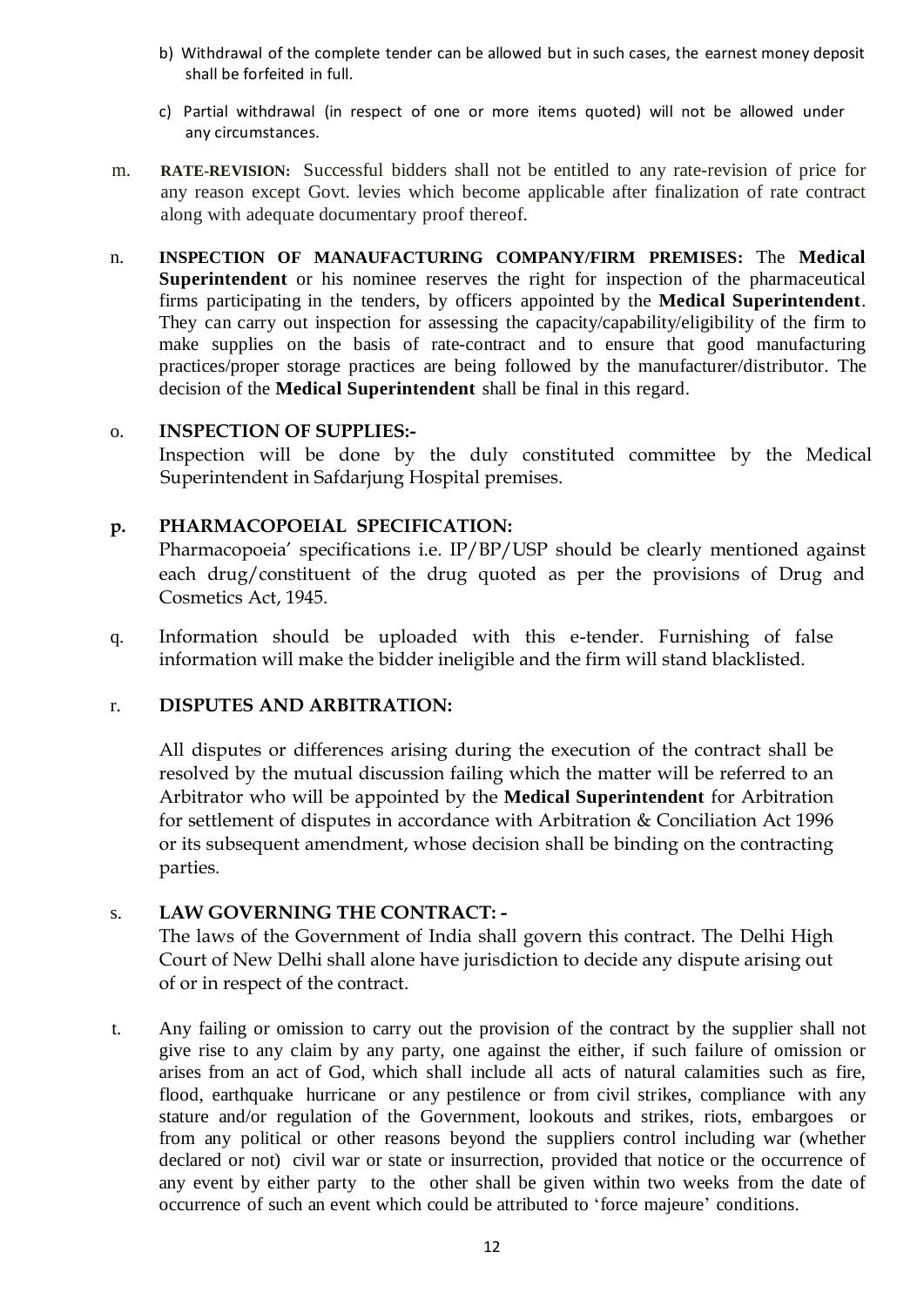b) Withdrawal of the complete tender can be allowed but in such cases, the earnest money deposit shall be forfeited in full.

c) Partial withdrawal (in respect of one or more items quoted) will not be allowed under any circumstances.

m. **RATE-REVISION:** Successful bidders shall not be entitled to any rate-revision of price for any reason except Govt. levies which become applicable after finalization of rate contract along with adequate documentary proof thereof.

n. **INSPECTION OF MANAUFACTURING COMPANY/FIRM PREMISES:** The **Medical Superintendent** or his nominee reserves the right for inspection of the pharmaceutical firms participating in the tenders, by officers appointed by the **Medical Superintendent**. They can carry out inspection for assessing the capacity/capability/eligibility of the firm to make supplies on the basis of rate-contract and to ensure that good manufacturing practices/proper storage practices are being followed by the manufacturer/distributor. The decision of the **Medical Superintendent** shall be final in this regard.

o. **INSPECTION OF SUPPLIES:-**
Inspection will be done by the duly constituted committee by the Medical Superintendent in Safdarjung Hospital premises.

**p. PHARMACOPOEIAL SPECIFICATION:**
Pharmacopoeia' specifications i.e. IP/BP/USP should be clearly mentioned against each drug/constituent of the drug quoted as per the provisions of Drug and Cosmetics Act, 1945.

q. Information should be uploaded with this e-tender. Furnishing of false information will make the bidder ineligible and the firm will stand blacklisted.

r. **DISPUTES AND ARBITRATION:**

All disputes or differences arising during the execution of the contract shall be resolved by the mutual discussion failing which the matter will be referred to an Arbitrator who will be appointed by the **Medical Superintendent** for Arbitration for settlement of disputes in accordance with Arbitration & Conciliation Act 1996 or its subsequent amendment, whose decision shall be binding on the contracting parties.

s. **LAW GOVERNING THE CONTRACT: -**
The laws of the Government of India shall govern this contract. The Delhi High Court of New Delhi shall alone have jurisdiction to decide any dispute arising out of or in respect of the contract.

t. Any failing or omission to carry out the provision of the contract by the supplier shall not give rise to any claim by any party, one against the either, if such failure of omission or arises from an act of God, which shall include all acts of natural calamities such as fire, flood, earthquake hurricane or any pestilence or from civil strikes, compliance with any stature and/or regulation of the Government, lookouts and strikes, riots, embargoes or from any political or other reasons beyond the suppliers control including war (whether declared or not) civil war or state or insurrection, provided that notice or the occurrence of any event by either party to the other shall be given within two weeks from the date of occurrence of such an event which could be attributed to 'force majeure' conditions.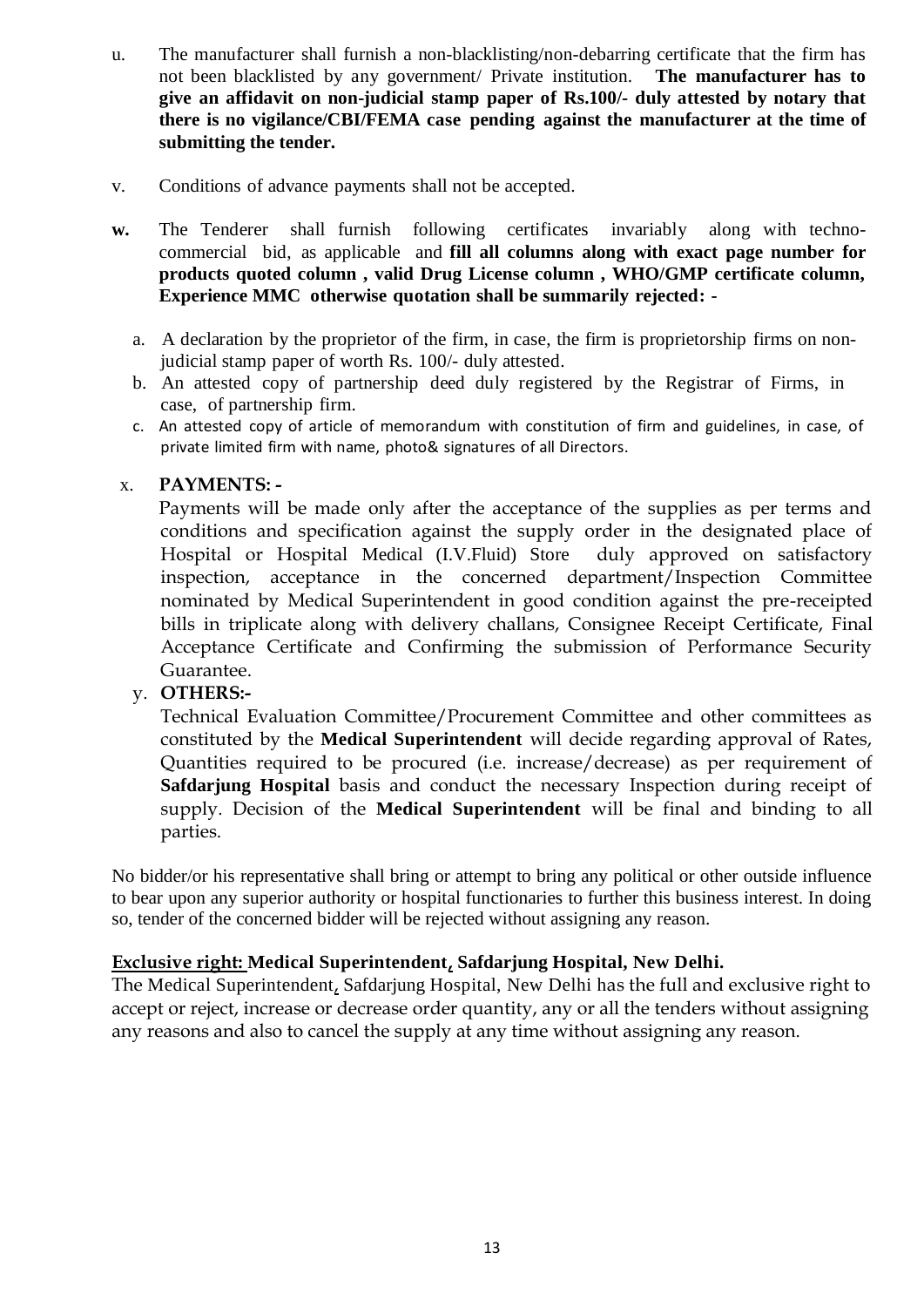u. The manufacturer shall furnish a non-blacklisting/non-debarring certificate that the firm has not been blacklisted by any government/ Private institution. **The manufacturer has to give an affidavit on non-judicial stamp paper of Rs.100/- duly attested by notary that there is no vigilance/CBI/FEMA case pending against the manufacturer at the time of submitting the tender.**

v. Conditions of advance payments shall not be accepted.

**w.** The Tenderer shall furnish following certificates invariably along with techno-commercial bid, as applicable and **fill all columns along with exact page number for products quoted column , valid Drug License column , WHO/GMP certificate column, Experience MMC otherwise quotation shall be summarily rejected: -**

a. A declaration by the proprietor of the firm, in case, the firm is proprietorship firms on non-judicial stamp paper of worth Rs. 100/- duly attested.
b. An attested copy of partnership deed duly registered by the Registrar of Firms, in case, of partnership firm.
c. An attested copy of article of memorandum with constitution of firm and guidelines, in case, of private limited firm with name, photo& signatures of all Directors.

x. **PAYMENTS: -**

Payments will be made only after the acceptance of the supplies as per terms and conditions and specification against the supply order in the designated place of Hospital or Hospital Medical (I.V.Fluid) Store duly approved on satisfactory inspection, acceptance in the concerned department/Inspection Committee nominated by Medical Superintendent in good condition against the pre-receipted bills in triplicate along with delivery challans, Consignee Receipt Certificate, Final Acceptance Certificate and Confirming the submission of Performance Security Guarantee.

y. **OTHERS:-**

Technical Evaluation Committee/Procurement Committee and other committees as constituted by the **Medical Superintendent** will decide regarding approval of Rates, Quantities required to be procured (i.e. increase/decrease) as per requirement of **Safdarjung Hospital** basis and conduct the necessary Inspection during receipt of supply. Decision of the **Medical Superintendent** will be final and binding to all parties.

No bidder/or his representative shall bring or attempt to bring any political or other outside influence to bear upon any superior authority or hospital functionaries to further this business interest. In doing so, tender of the concerned bidder will be rejected without assigning any reason.

**Exclusive right: Medical Superintendent, Safdarjung Hospital, New Delhi.**

The Medical Superintendent, Safdarjung Hospital, New Delhi has the full and exclusive right to accept or reject, increase or decrease order quantity, any or all the tenders without assigning any reasons and also to cancel the supply at any time without assigning any reason.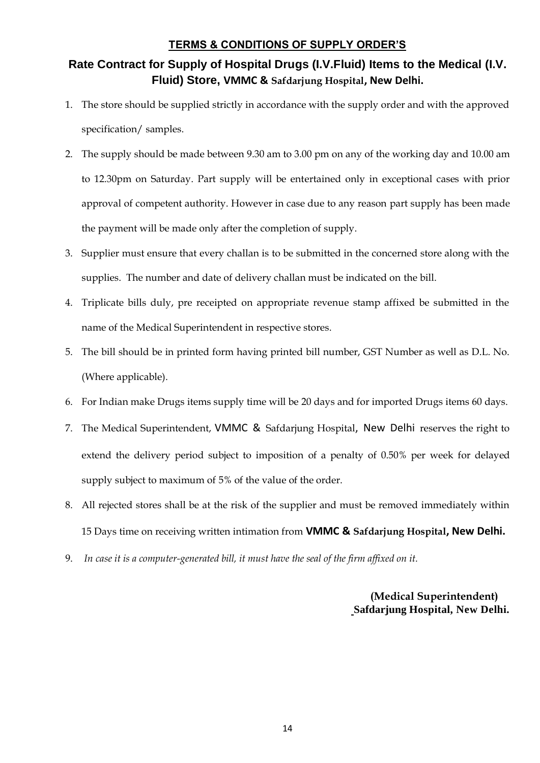## TERMS & CONDITIONS OF SUPPLY ORDER'S

### Rate Contract for Supply of Hospital Drugs (I.V.Fluid) Items to the Medical (I.V. Fluid) Store, VMMC & Safdarjung Hospital, New Delhi.

1. The store should be supplied strictly in accordance with the supply order and with the approved specification/ samples.
2. The supply should be made between 9.30 am to 3.00 pm on any of the working day and 10.00 am to 12.30pm on Saturday. Part supply will be entertained only in exceptional cases with prior approval of competent authority. However in case due to any reason part supply has been made the payment will be made only after the completion of supply.
3. Supplier must ensure that every challan is to be submitted in the concerned store along with the supplies. The number and date of delivery challan must be indicated on the bill.
4. Triplicate bills duly, pre receipted on appropriate revenue stamp affixed be submitted in the name of the Medical Superintendent in respective stores.
5. The bill should be in printed form having printed bill number, GST Number as well as D.L. No. (Where applicable).
6. For Indian make Drugs items supply time will be 20 days and for imported Drugs items 60 days.
7. The Medical Superintendent, VMMC & Safdarjung Hospital, New Delhi reserves the right to extend the delivery period subject to imposition of a penalty of 0.50% per week for delayed supply subject to maximum of 5% of the value of the order.
8. All rejected stores shall be at the risk of the supplier and must be removed immediately within 15 Days time on receiving written intimation from **VMMC & Safdarjung Hospital, New Delhi.**
9. *In case it is a computer-generated bill, it must have the seal of the firm affixed on it.*

**(Medical Superintendent)**
**Safdarjung Hospital, New Delhi.**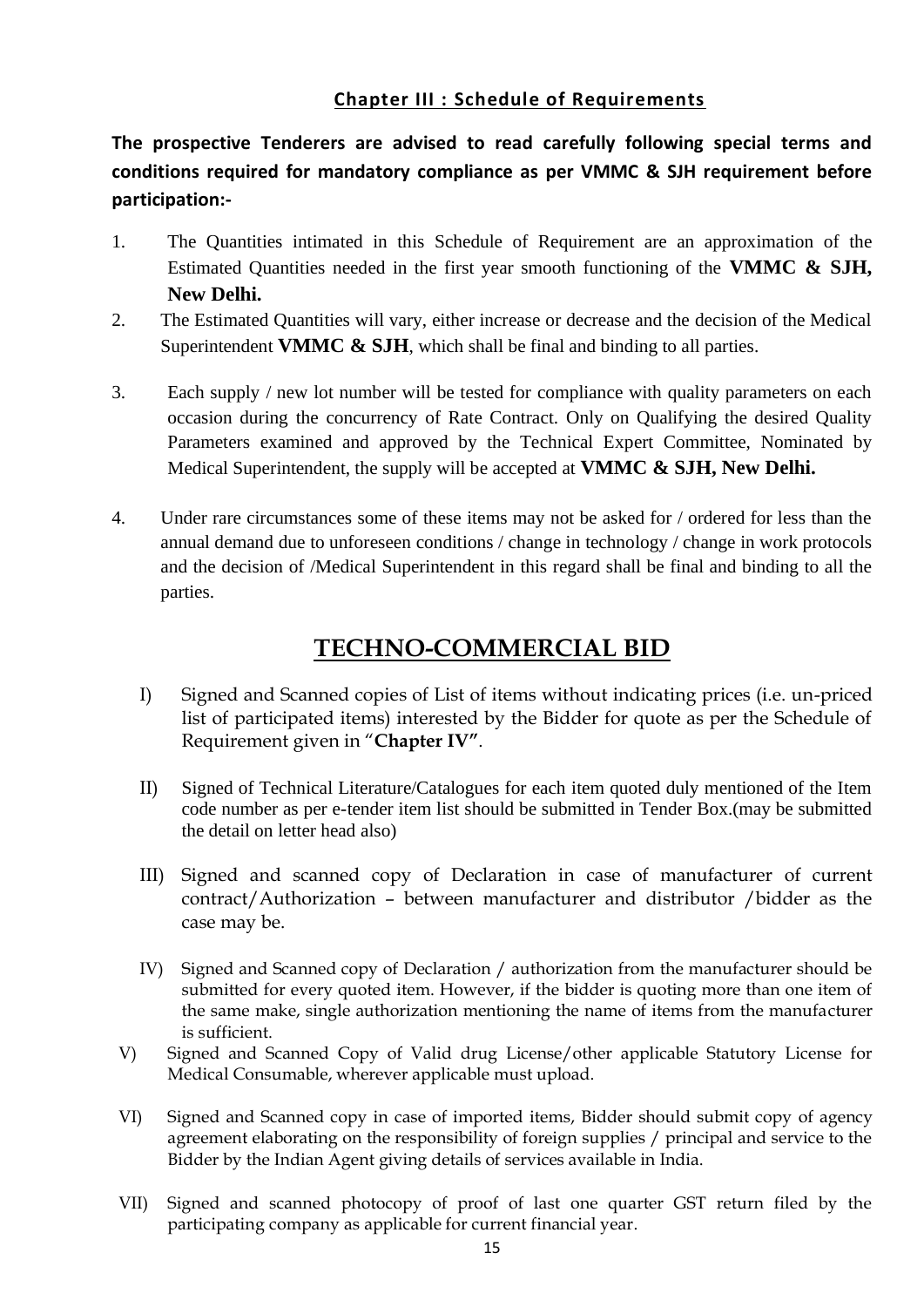## Chapter III : Schedule of Requirements

**The prospective Tenderers are advised to read carefully following special terms and conditions required for mandatory compliance as per VMMC & SJH requirement before participation:-**

1. The Quantities intimated in this Schedule of Requirement are an approximation of the Estimated Quantities needed in the first year smooth functioning of the **VMMC & SJH, New Delhi.**
2. The Estimated Quantities will vary, either increase or decrease and the decision of the Medical Superintendent **VMMC & SJH**, which shall be final and binding to all parties.
3. Each supply / new lot number will be tested for compliance with quality parameters on each occasion during the concurrency of Rate Contract. Only on Qualifying the desired Quality Parameters examined and approved by the Technical Expert Committee, Nominated by Medical Superintendent, the supply will be accepted at **VMMC & SJH, New Delhi.**
4. Under rare circumstances some of these items may not be asked for / ordered for less than the annual demand due to unforeseen conditions / change in technology / change in work protocols and the decision of /Medical Superintendent in this regard shall be final and binding to all the parties.

# TECHNO-COMMERCIAL BID

I) Signed and Scanned copies of List of items without indicating prices (i.e. un-priced list of participated items) interested by the Bidder for quote as per the Schedule of Requirement given in "**Chapter IV"**.

II) Signed of Technical Literature/Catalogues for each item quoted duly mentioned of the Item code number as per e-tender item list should be submitted in Tender Box.(may be submitted the detail on letter head also)

III) Signed and scanned copy of Declaration in case of manufacturer of current contract/Authorization – between manufacturer and distributor /bidder as the case may be.

IV) Signed and Scanned copy of Declaration / authorization from the manufacturer should be submitted for every quoted item. However, if the bidder is quoting more than one item of the same make, single authorization mentioning the name of items from the manufacturer is sufficient.

V) Signed and Scanned Copy of Valid drug License/other applicable Statutory License for Medical Consumable, wherever applicable must upload.

VI) Signed and Scanned copy in case of imported items, Bidder should submit copy of agency agreement elaborating on the responsibility of foreign supplies / principal and service to the Bidder by the Indian Agent giving details of services available in India.

VII) Signed and scanned photocopy of proof of last one quarter GST return filed by the participating company as applicable for current financial year.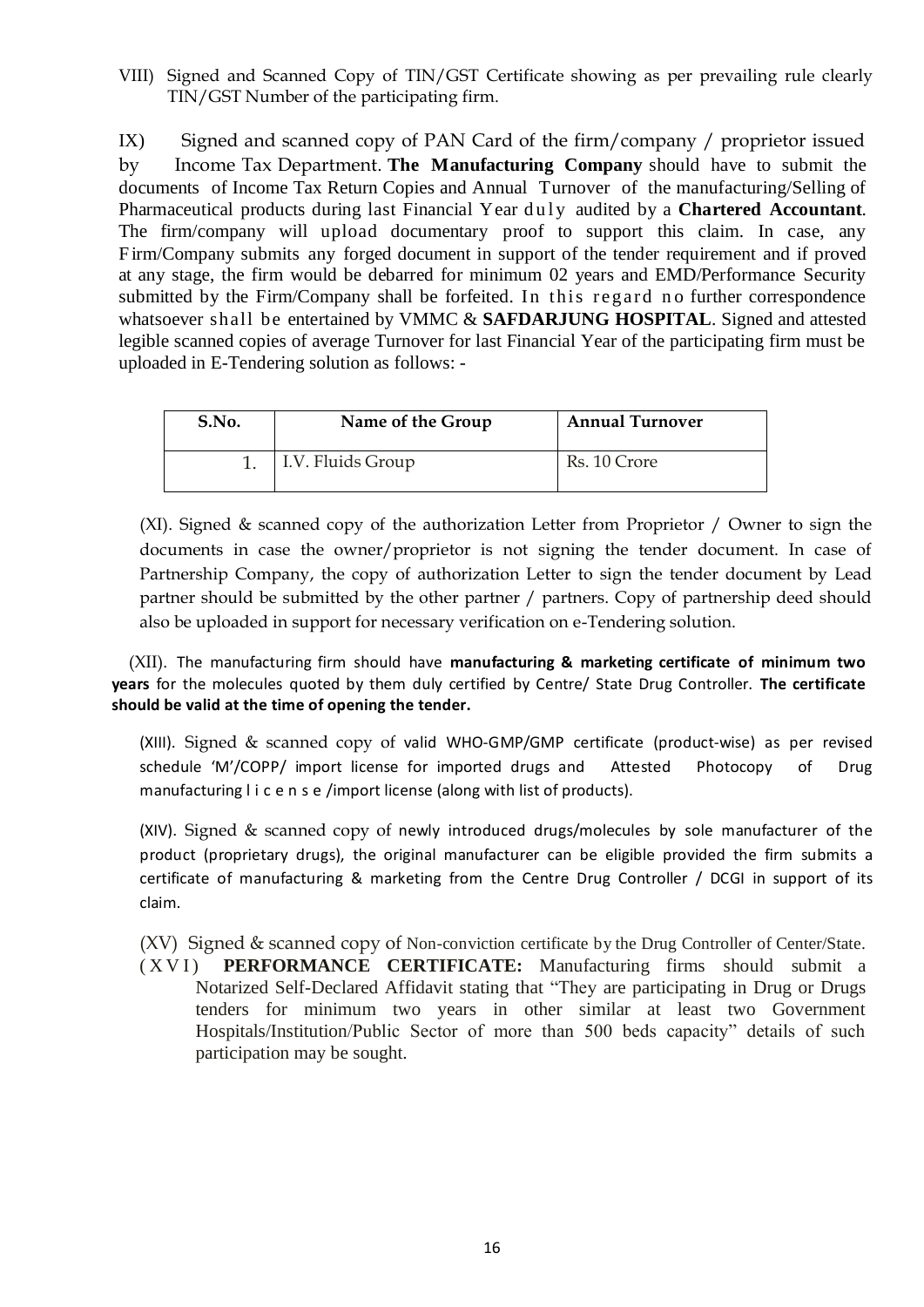VIII) Signed and Scanned Copy of TIN/GST Certificate showing as per prevailing rule clearly TIN/GST Number of the participating firm.

IX) Signed and scanned copy of PAN Card of the firm/company / proprietor issued by Income Tax Department. **The Manufacturing Company** should have to submit the documents of Income Tax Return Copies and Annual Turnover of the manufacturing/Selling of Pharmaceutical products during last Financial Year duly audited by a **Chartered Accountant**. The firm/company will upload documentary proof to support this claim. In case, any Firm/Company submits any forged document in support of the tender requirement and if proved at any stage, the firm would be debarred for minimum 02 years and EMD/Performance Security submitted by the Firm/Company shall be forfeited. In this regard no further correspondence whatsoever shall be entertained by VMMC & **SAFDARJUNG HOSPITAL**. Signed and attested legible scanned copies of average Turnover for last Financial Year of the participating firm must be uploaded in E-Tendering solution as follows: -

| S.No. | Name of the Group | Annual Turnover |
|---|---|---|
| 1. | I.V. Fluids Group | Rs. 10 Crore |

(XI). Signed & scanned copy of the authorization Letter from Proprietor / Owner to sign the documents in case the owner/proprietor is not signing the tender document. In case of Partnership Company, the copy of authorization Letter to sign the tender document by Lead partner should be submitted by the other partner / partners. Copy of partnership deed should also be uploaded in support for necessary verification on e-Tendering solution.

(XII). The manufacturing firm should have **manufacturing & marketing certificate of minimum two years** for the molecules quoted by them duly certified by Centre/ State Drug Controller. **The certificate should be valid at the time of opening the tender.**

(XIII). Signed & scanned copy of valid WHO-GMP/GMP certificate (product-wise) as per revised schedule 'M'/COPP/ import license for imported drugs and Attested Photocopy of Drug manufacturing license /import license (along with list of products).

(XIV). Signed & scanned copy of newly introduced drugs/molecules by sole manufacturer of the product (proprietary drugs), the original manufacturer can be eligible provided the firm submits a certificate of manufacturing & marketing from the Centre Drug Controller / DCGI in support of its claim.

(XV) Signed & scanned copy of Non-conviction certificate by the Drug Controller of Center/State.

(XVI) **PERFORMANCE CERTIFICATE:** Manufacturing firms should submit a Notarized Self-Declared Affidavit stating that "They are participating in Drug or Drugs tenders for minimum two years in other similar at least two Government Hospitals/Institution/Public Sector of more than 500 beds capacity" details of such participation may be sought.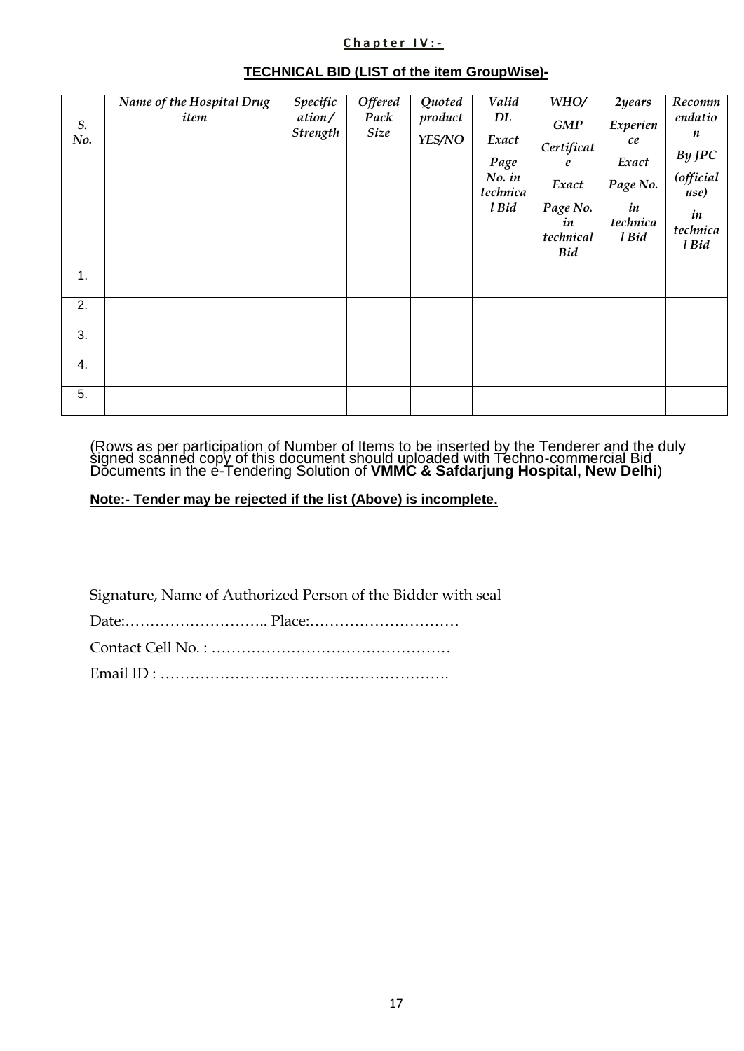**Chapter IV:-**

**TECHNICAL BID (LIST of the item GroupWise)-**

| *S. No.* | *Name of the Hospital Drug item* | *Specification/ Strength* | *Offered Pack Size* | *Quoted product YES/NO* | *Valid DL Exact Page No. in technical Bid* | *WHO/ GMP Certificate Exact Page No. in technical Bid* | *2years Experience Exact Page No. in technical Bid* | *Recommendation By JPC (official use) in technical Bid* |
|---|---|---|---|---|---|---|---|---|
| 1. | | | | | | | | |
| 2. | | | | | | | | |
| 3. | | | | | | | | |
| 4. | | | | | | | | |
| 5. | | | | | | | | |

(Rows as per participation of Number of Items to be inserted by the Tenderer and the duly signed scanned copy of this document should uploaded with Techno-commercial Bid Documents in the e-Tendering Solution of **VMMC & Safdarjung Hospital, New Delhi**)

**Note:- Tender may be rejected if the list (Above) is incomplete.**

Signature, Name of Authorized Person of the Bidder with seal

Date:……………………….. Place:…………………………

Contact Cell No. : …………………………………………

Email ID : ………………………………………………….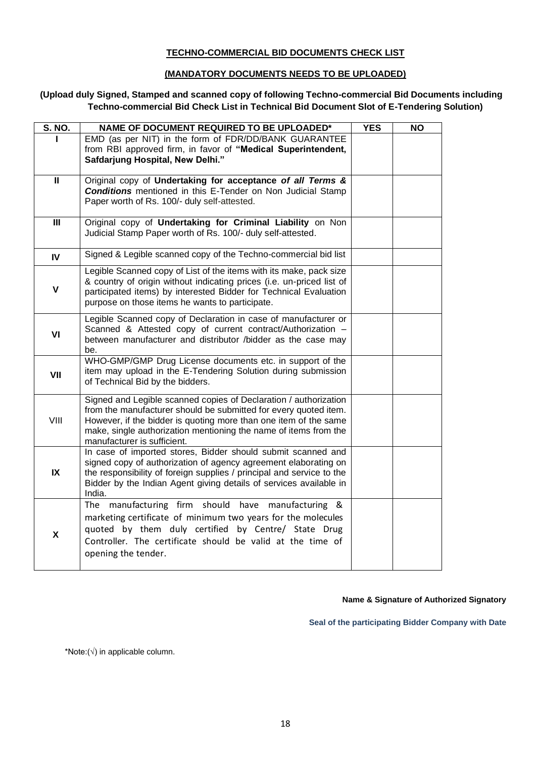## TECHNO-COMMERCIAL BID DOCUMENTS CHECK LIST

## (MANDATORY DOCUMENTS NEEDS TO BE UPLOADED)

**(Upload duly Signed, Stamped and scanned copy of following Techno-commercial Bid Documents including Techno-commercial Bid Check List in Technical Bid Document Slot of E-Tendering Solution)**

| S. NO. | NAME OF DOCUMENT REQUIRED TO BE UPLOADED* | YES | NO |
|---|---|---|---|
| I | EMD (as per NIT) in the form of FDR/DD/BANK GUARANTEE from RBI approved firm, in favor of **"Medical Superintendent, Safdarjung Hospital, New Delhi."** | | |
| II | Original copy of **Undertaking for acceptance *of all Terms & Conditions*** mentioned in this E-Tender on Non Judicial Stamp Paper worth of Rs. 100/- duly self-attested. | | |
| III | Original copy of **Undertaking for Criminal Liability** on Non Judicial Stamp Paper worth of Rs. 100/- duly self-attested. | | |
| IV | Signed & Legible scanned copy of the Techno-commercial bid list | | |
| V | Legible Scanned copy of List of the items with its make, pack size & country of origin without indicating prices (i.e. un-priced list of participated items) by interested Bidder for Technical Evaluation purpose on those items he wants to participate. | | |
| VI | Legible Scanned copy of Declaration in case of manufacturer or Scanned & Attested copy of current contract/Authorization – between manufacturer and distributor /bidder as the case may be. | | |
| VII | WHO-GMP/GMP Drug License documents etc. in support of the item may upload in the E-Tendering Solution during submission of Technical Bid by the bidders. | | |
| VIII | Signed and Legible scanned copies of Declaration / authorization from the manufacturer should be submitted for every quoted item. However, if the bidder is quoting more than one item of the same make, single authorization mentioning the name of items from the manufacturer is sufficient. | | |
| IX | In case of imported stores, Bidder should submit scanned and signed copy of authorization of agency agreement elaborating on the responsibility of foreign supplies / principal and service to the Bidder by the Indian Agent giving details of services available in India. | | |
| X | The manufacturing firm should have manufacturing & marketing certificate of minimum two years for the molecules quoted by them duly certified by Centre/ State Drug Controller. The certificate should be valid at the time of opening the tender. | | |

**Name & Signature of Authorized Signatory**

**Seal of the participating Bidder Company with Date**

*Note:(√) in applicable column.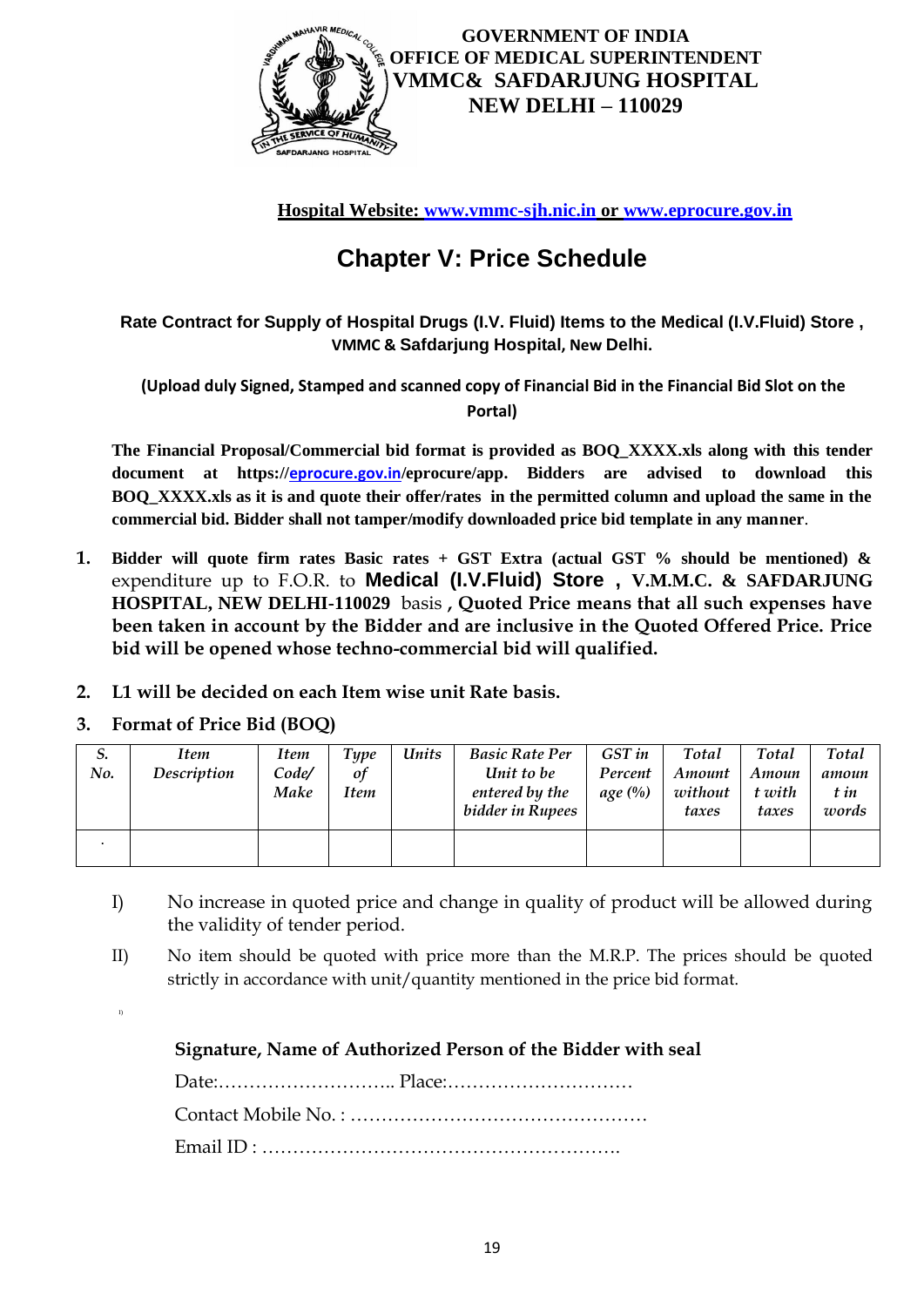**GOVERNMENT OF INDIA**
**OFFICE OF MEDICAL SUPERINTENDENT**
**VMMC& SAFDARJUNG HOSPITAL**
**NEW DELHI – 110029**

**Hospital Website: www.vmmc-sjh.nic.in or www.eprocure.gov.in**

# Chapter V: Price Schedule

**Rate Contract for Supply of Hospital Drugs (I.V. Fluid) Items to the Medical (I.V.Fluid) Store , VMMC & Safdarjung Hospital, New Delhi.**

**(Upload duly Signed, Stamped and scanned copy of Financial Bid in the Financial Bid Slot on the Portal)**

**The Financial Proposal/Commercial bid format is provided as BOQ_XXXX.xls along with this tender document at https://eprocure.gov.in/eprocure/app. Bidders are advised to download this BOQ_XXXX.xls as it is and quote their offer/rates in the permitted column and upload the same in the commercial bid. Bidder shall not tamper/modify downloaded price bid template in any manner**.

1. **Bidder will quote firm rates Basic rates + GST Extra (actual GST % should be mentioned) &** expenditure up to F.O.R. to **Medical (I.V.Fluid) Store , V.M.M.C. & SAFDARJUNG HOSPITAL, NEW DELHI-110029** basis **, Quoted Price means that all such expenses have been taken in account by the Bidder and are inclusive in the Quoted Offered Price. Price bid will be opened whose techno-commercial bid will qualified.**
2. **L1 will be decided on each Item wise unit Rate basis.**
3. **Format of Price Bid (BOQ)**

| *S. No.* | *Item Description* | *Item Code/ Make* | *Type of Item* | *Units* | *Basic Rate Per Unit to be entered by the bidder in Rupees* | *GST in Percentage (%)* | *Total Amount without taxes* | *Total Amount with taxes* | *Total amount in words* |
|---|---|---|---|---|---|---|---|---|---|
| . | | | | | | | | | |

I) No increase in quoted price and change in quality of product will be allowed during the validity of tender period.

II) No item should be quoted with price more than the M.R.P. The prices should be quoted strictly in accordance with unit/quantity mentioned in the price bid format.

**Signature, Name of Authorized Person of the Bidder with seal**

Date:……………………….. Place:…………………………

Contact Mobile No. : …………………………………………

Email ID : ………………………………………………….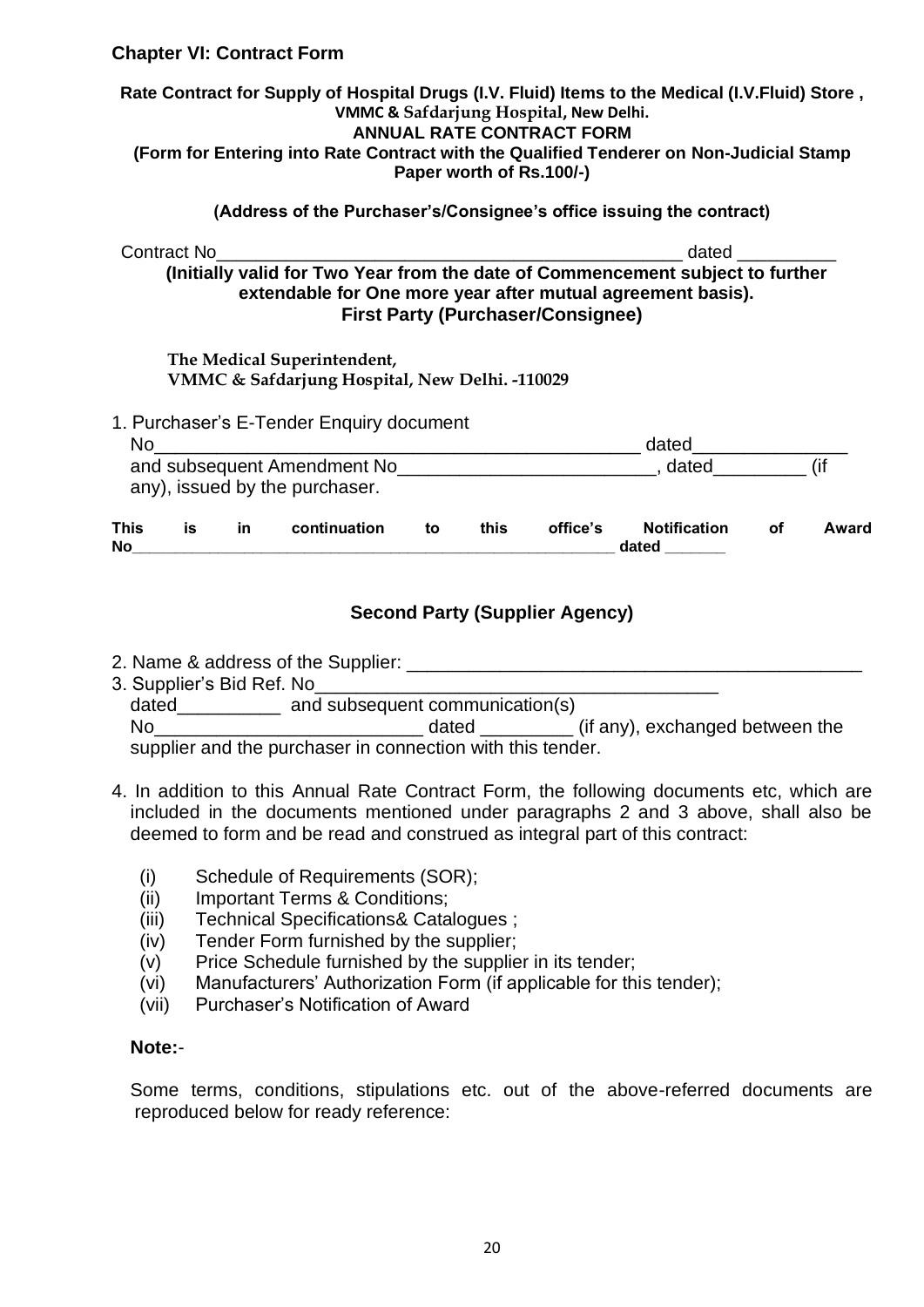## Chapter VI: Contract Form

**Rate Contract for Supply of Hospital Drugs (I.V. Fluid) Items to the Medical (I.V.Fluid) Store , VMMC & Safdarjung Hospital, New Delhi.**

**ANNUAL RATE CONTRACT FORM**

**(Form for Entering into Rate Contract with the Qualified Tenderer on Non-Judicial Stamp Paper worth of Rs.100/-)**

**(Address of the Purchaser's/Consignee's office issuing the contract)**

Contract No_______________________________________________ dated __________

**(Initially valid for Two Year from the date of Commencement subject to further extendable for One more year after mutual agreement basis).**

**First Party (Purchaser/Consignee)**

**The Medical Superintendent,**
**VMMC & Safdarjung Hospital, New Delhi. -110029**

1. Purchaser's E-Tender Enquiry document No_______________________________________________ dated_______________ and subsequent Amendment No_________________________, dated_________ (if any), issued by the purchaser.

**This is in continuation to this office's Notification of Award No______________________________________________________ dated _______**

### Second Party (Supplier Agency)

2. Name & address of the Supplier: _____________________________________________
3. Supplier's Bid Ref. No_______________________________________ dated__________ and subsequent communication(s) No__________________________ dated _________ (if any), exchanged between the supplier and the purchaser in connection with this tender.
4. In addition to this Annual Rate Contract Form, the following documents etc, which are included in the documents mentioned under paragraphs 2 and 3 above, shall also be deemed to form and be read and construed as integral part of this contract:
   - (i) Schedule of Requirements (SOR);
   - (ii) Important Terms & Conditions;
   - (iii) Technical Specifications& Catalogues ;
   - (iv) Tender Form furnished by the supplier;
   - (v) Price Schedule furnished by the supplier in its tender;
   - (vi) Manufacturers' Authorization Form (if applicable for this tender);
   - (vii) Purchaser's Notification of Award

**Note:**-

Some terms, conditions, stipulations etc. out of the above-referred documents are reproduced below for ready reference: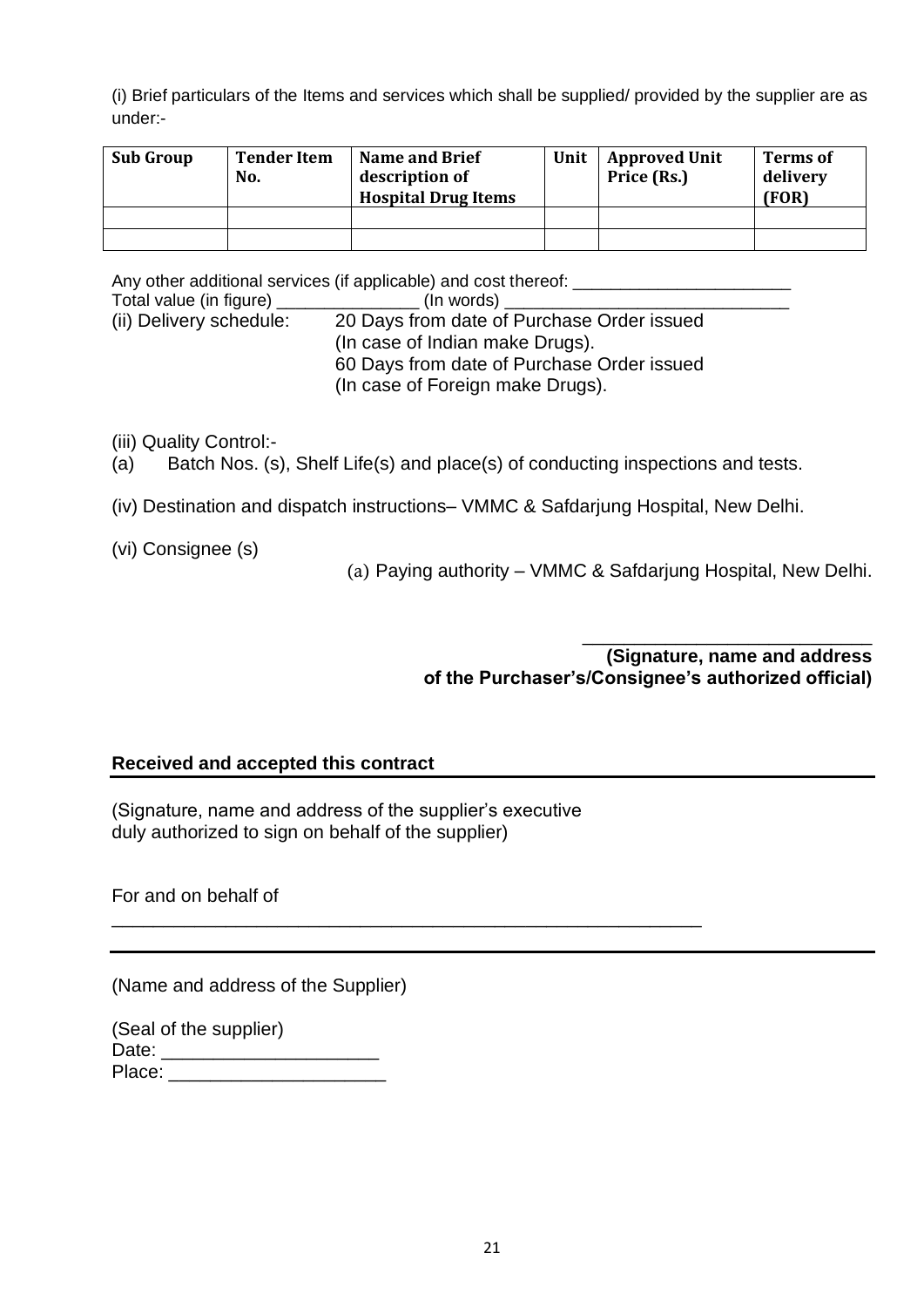(i) Brief particulars of the Items and services which shall be supplied/ provided by the supplier are as under:-

| Sub Group | Tender Item No. | Name and Brief description of Hospital Drug Items | Unit | Approved Unit Price (Rs.) | Terms of delivery (FOR) |
|---|---|---|---|---|---|
| | | | | | |
| | | | | | |

Any other additional services (if applicable) and cost thereof: _______________________

Total value (in figure) _______________ (In words) _____________________________

(ii) Delivery schedule: 20 Days from date of Purchase Order issued (In case of Indian make Drugs).
60 Days from date of Purchase Order issued (In case of Foreign make Drugs).

(iii) Quality Control:-

(a) Batch Nos. (s), Shelf Life(s) and place(s) of conducting inspections and tests.

(iv) Destination and dispatch instructions– VMMC & Safdarjung Hospital, New Delhi.

(vi) Consignee (s)

(a) Paying authority – VMMC & Safdarjung Hospital, New Delhi.

____________________________

**(Signature, name and address of the Purchaser's/Consignee's authorized official)**

**Received and accepted this contract**

(Signature, name and address of the supplier's executive duly authorized to sign on behalf of the supplier)

For and on behalf of

___________________________________________________________

(Name and address of the Supplier)

(Seal of the supplier)

Date: _____________________

Place: _____________________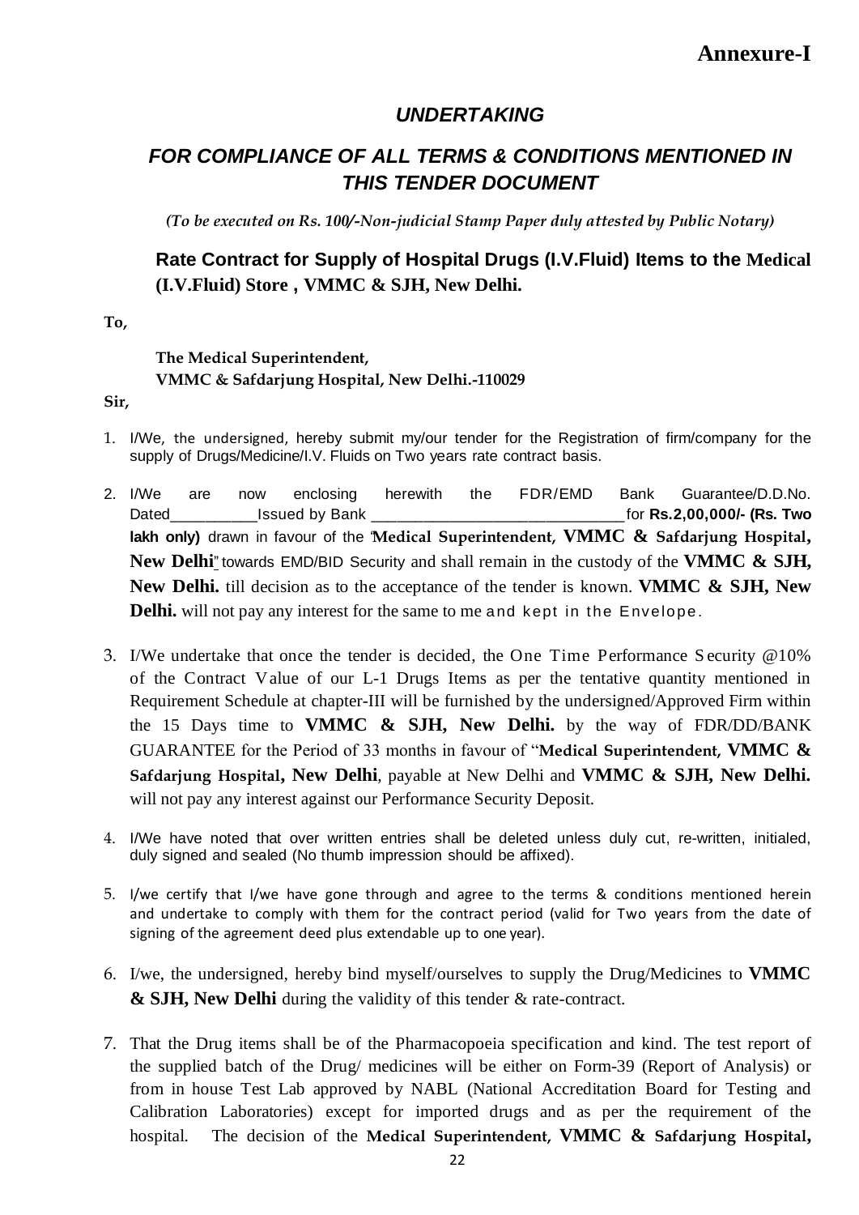**Annexure-I**

## *UNDERTAKING*

## *FOR COMPLIANCE OF ALL TERMS & CONDITIONS MENTIONED IN THIS TENDER DOCUMENT*

*(To be executed on Rs. 100/-Non-judicial Stamp Paper duly attested by Public Notary)*

**Rate Contract for Supply of Hospital Drugs (I.V.Fluid) Items to the Medical (I.V.Fluid) Store , VMMC & SJH, New Delhi.**

**To,**

**The Medical Superintendent,**
**VMMC & Safdarjung Hospital, New Delhi.-110029**

**Sir,**

1. I/We, the undersigned, hereby submit my/our tender for the Registration of firm/company for the supply of Drugs/Medicine/I.V. Fluids on Two years rate contract basis.

2. I/We are now enclosing herewith the FDR/EMD Bank Guarantee/D.D.No. Dated__________Issued by Bank ____________________________for **Rs.2,00,000/- (Rs. Two lakh only)** drawn in favour of the "**Medical Superintendent, VMMC & Safdarjung Hospital, New Delhi**" towards EMD/BID Security and shall remain in the custody of the **VMMC & SJH, New Delhi.** till decision as to the acceptance of the tender is known. **VMMC & SJH, New Delhi.** will not pay any interest for the same to me and kept in the Envelope.

3. I/We undertake that once the tender is decided, the One Time Performance Security @10% of the Contract Value of our L-1 Drugs Items as per the tentative quantity mentioned in Requirement Schedule at chapter-III will be furnished by the undersigned/Approved Firm within the 15 Days time to **VMMC & SJH, New Delhi.** by the way of FDR/DD/BANK GUARANTEE for the Period of 33 months in favour of "**Medical Superintendent, VMMC & Safdarjung Hospital, New Delhi**, payable at New Delhi and **VMMC & SJH, New Delhi.** will not pay any interest against our Performance Security Deposit.

4. I/We have noted that over written entries shall be deleted unless duly cut, re-written, initialed, duly signed and sealed (No thumb impression should be affixed).

5. I/we certify that I/we have gone through and agree to the terms & conditions mentioned herein and undertake to comply with them for the contract period (valid for Two years from the date of signing of the agreement deed plus extendable up to one year).

6. I/we, the undersigned, hereby bind myself/ourselves to supply the Drug/Medicines to **VMMC & SJH, New Delhi** during the validity of this tender & rate-contract.

7. That the Drug items shall be of the Pharmacopoeia specification and kind. The test report of the supplied batch of the Drug/ medicines will be either on Form-39 (Report of Analysis) or from in house Test Lab approved by NABL (National Accreditation Board for Testing and Calibration Laboratories) except for imported drugs and as per the requirement of the hospital. The decision of the **Medical Superintendent, VMMC & Safdarjung Hospital,**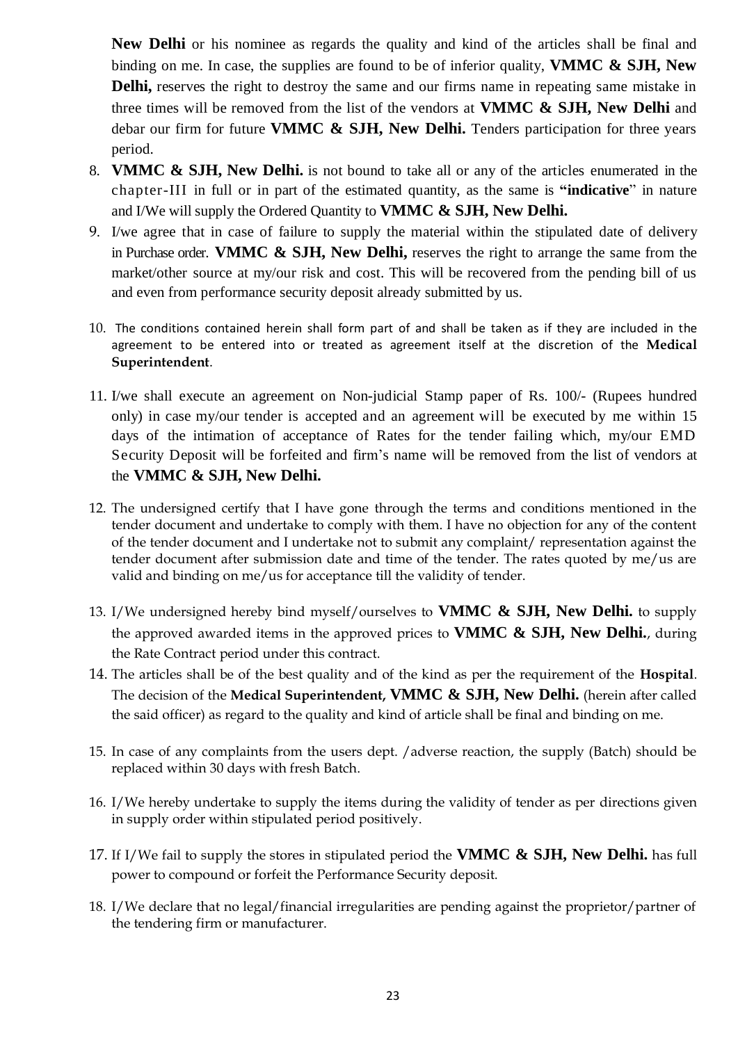**New Delhi** or his nominee as regards the quality and kind of the articles shall be final and binding on me. In case, the supplies are found to be of inferior quality, **VMMC & SJH, New Delhi,** reserves the right to destroy the same and our firms name in repeating same mistake in three times will be removed from the list of the vendors at **VMMC & SJH, New Delhi** and debar our firm for future **VMMC & SJH, New Delhi.** Tenders participation for three years period.

8. **VMMC & SJH, New Delhi.** is not bound to take all or any of the articles enumerated in the chapter-III in full or in part of the estimated quantity, as the same is **"indicative"** in nature and I/We will supply the Ordered Quantity to **VMMC & SJH, New Delhi.**
9. I/we agree that in case of failure to supply the material within the stipulated date of delivery in Purchase order. **VMMC & SJH, New Delhi,** reserves the right to arrange the same from the market/other source at my/our risk and cost. This will be recovered from the pending bill of us and even from performance security deposit already submitted by us.
10. The conditions contained herein shall form part of and shall be taken as if they are included in the agreement to be entered into or treated as agreement itself at the discretion of the **Medical Superintendent**.
11. I/we shall execute an agreement on Non-judicial Stamp paper of Rs. 100/- (Rupees hundred only) in case my/our tender is accepted and an agreement will be executed by me within 15 days of the intimation of acceptance of Rates for the tender failing which, my/our EMD Security Deposit will be forfeited and firm's name will be removed from the list of vendors at the **VMMC & SJH, New Delhi.**
12. The undersigned certify that I have gone through the terms and conditions mentioned in the tender document and undertake to comply with them. I have no objection for any of the content of the tender document and I undertake not to submit any complaint/ representation against the tender document after submission date and time of the tender. The rates quoted by me/us are valid and binding on me/us for acceptance till the validity of tender.
13. I/We undersigned hereby bind myself/ourselves to **VMMC & SJH, New Delhi.** to supply the approved awarded items in the approved prices to **VMMC & SJH, New Delhi.**, during the Rate Contract period under this contract.
14. The articles shall be of the best quality and of the kind as per the requirement of the **Hospital**. The decision of the **Medical Superintendent, VMMC & SJH, New Delhi.** (herein after called the said officer) as regard to the quality and kind of article shall be final and binding on me.
15. In case of any complaints from the users dept. /adverse reaction, the supply (Batch) should be replaced within 30 days with fresh Batch.
16. I/We hereby undertake to supply the items during the validity of tender as per directions given in supply order within stipulated period positively.
17. If I/We fail to supply the stores in stipulated period the **VMMC & SJH, New Delhi.** has full power to compound or forfeit the Performance Security deposit.
18. I/We declare that no legal/financial irregularities are pending against the proprietor/partner of the tendering firm or manufacturer.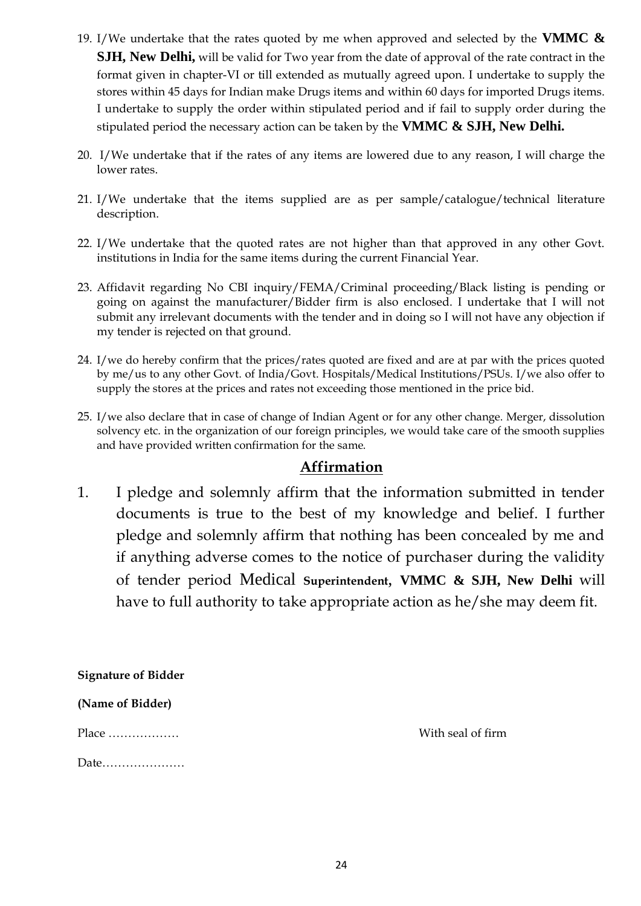19. I/We undertake that the rates quoted by me when approved and selected by the **VMMC & SJH, New Delhi,** will be valid for Two year from the date of approval of the rate contract in the format given in chapter-VI or till extended as mutually agreed upon. I undertake to supply the stores within 45 days for Indian make Drugs items and within 60 days for imported Drugs items. I undertake to supply the order within stipulated period and if fail to supply order during the stipulated period the necessary action can be taken by the **VMMC & SJH, New Delhi.**

20. I/We undertake that if the rates of any items are lowered due to any reason, I will charge the lower rates.

21. I/We undertake that the items supplied are as per sample/catalogue/technical literature description.

22. I/We undertake that the quoted rates are not higher than that approved in any other Govt. institutions in India for the same items during the current Financial Year.

23. Affidavit regarding No CBI inquiry/FEMA/Criminal proceeding/Black listing is pending or going on against the manufacturer/Bidder firm is also enclosed. I undertake that I will not submit any irrelevant documents with the tender and in doing so I will not have any objection if my tender is rejected on that ground.

24. I/we do hereby confirm that the prices/rates quoted are fixed and are at par with the prices quoted by me/us to any other Govt. of India/Govt. Hospitals/Medical Institutions/PSUs. I/we also offer to supply the stores at the prices and rates not exceeding those mentioned in the price bid.

25. I/we also declare that in case of change of Indian Agent or for any other change. Merger, dissolution solvency etc. in the organization of our foreign principles, we would take care of the smooth supplies and have provided written confirmation for the same.

## Affirmation

1. I pledge and solemnly affirm that the information submitted in tender documents is true to the best of my knowledge and belief. I further pledge and solemnly affirm that nothing has been concealed by me and if anything adverse comes to the notice of purchaser during the validity of tender period Medical **Superintendent, VMMC & SJH, New Delhi** will have to full authority to take appropriate action as he/she may deem fit.

**Signature of Bidder**

**(Name of Bidder)**

Place ……………… With seal of firm

Date…………………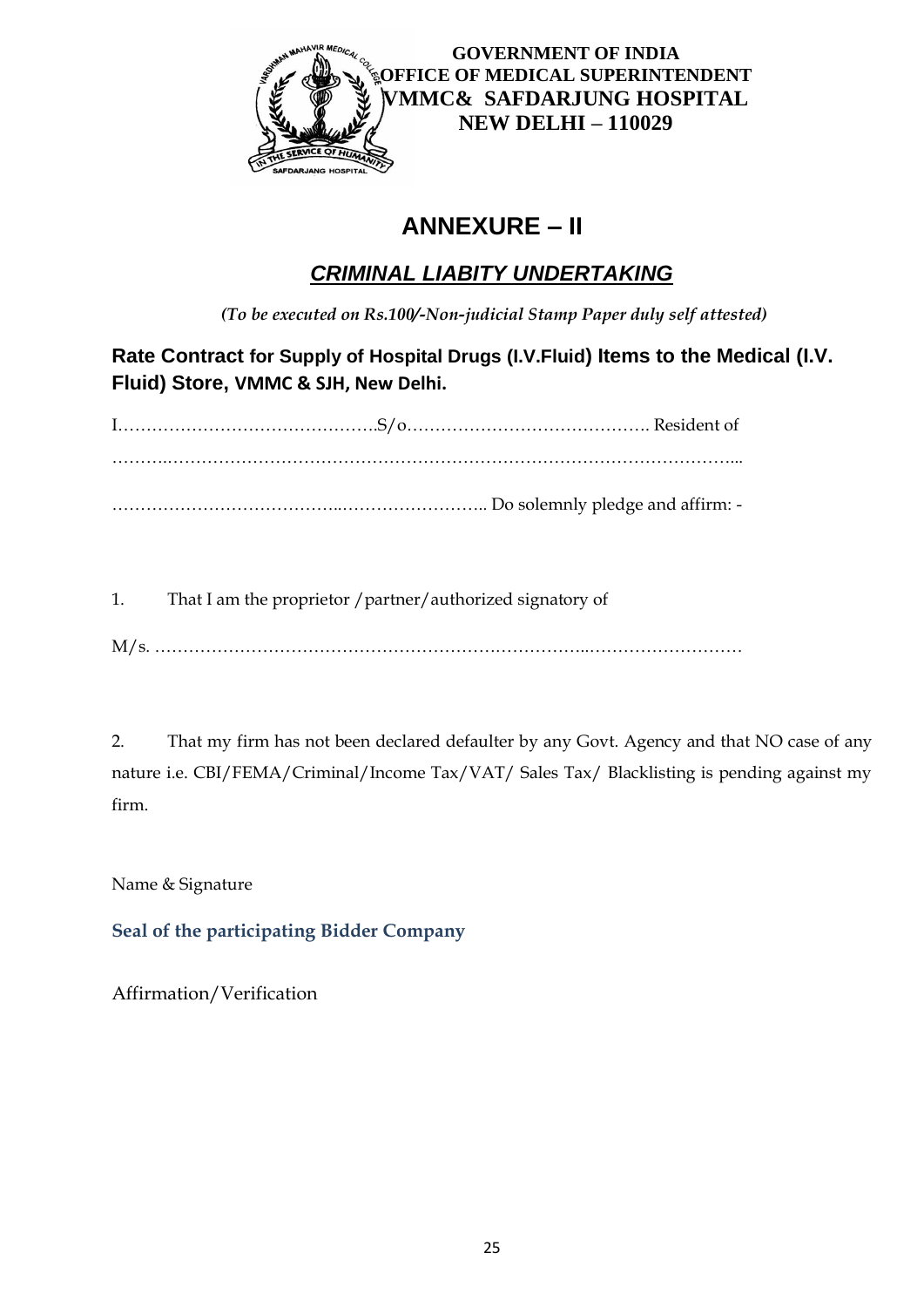**GOVERNMENT OF INDIA**
**OFFICE OF MEDICAL SUPERINTENDENT**
**VMMC& SAFDARJUNG HOSPITAL**
**NEW DELHI – 110029**

# ANNEXURE – II

## *CRIMINAL LIABITY UNDERTAKING*

*(To be executed on Rs.100/-Non-judicial Stamp Paper duly self attested)*

**Rate Contract for Supply of Hospital Drugs (I.V.Fluid) Items to the Medical (I.V. Fluid) Store, VMMC & SJH, New Delhi.**

I……………………………………..S/o……………………………………. Resident of

……….………………………………………………………………………………………...

…………………………………..…………………….. Do solemnly pledge and affirm: -

1. That I am the proprietor /partner/authorized signatory of

M/s. ……………………………………………….……………..………………………

2. That my firm has not been declared defaulter by any Govt. Agency and that NO case of any nature i.e. CBI/FEMA/Criminal/Income Tax/VAT/ Sales Tax/ Blacklisting is pending against my firm.

Name & Signature

**Seal of the participating Bidder Company**

Affirmation/Verification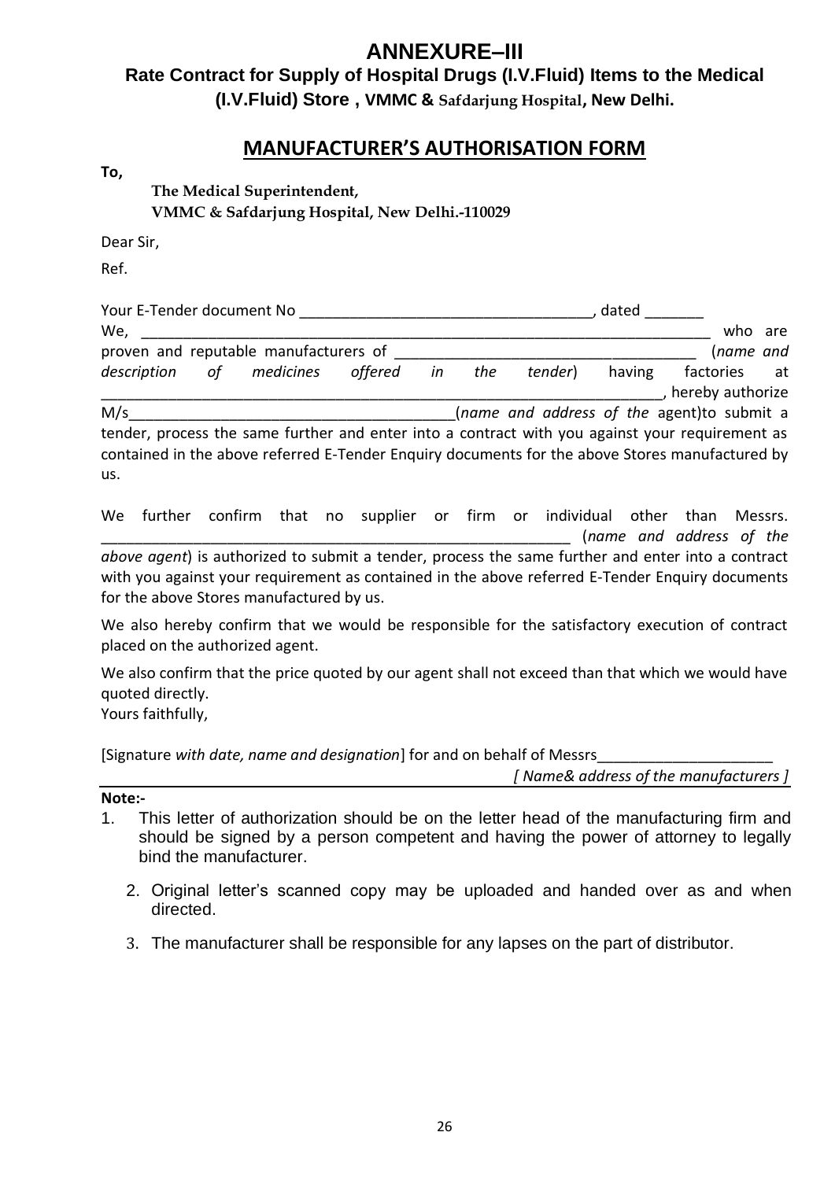# ANNEXURE–III

### Rate Contract for Supply of Hospital Drugs (I.V.Fluid) Items to the Medical (I.V.Fluid) Store , VMMC & Safdarjung Hospital, New Delhi.

## MANUFACTURER'S AUTHORISATION FORM

**To,**

**The Medical Superintendent,**
**VMMC & Safdarjung Hospital, New Delhi.-110029**

Dear Sir,

Ref.

Your E-Tender document No \_\_\_\_\_\_\_\_\_\_\_\_\_\_\_\_\_\_\_\_\_\_\_\_\_\_\_\_\_\_\_\_\_\_\_\_, dated \_\_\_\_\_\_\_
We, \_\_\_\_\_\_\_\_\_\_\_\_\_\_\_\_\_\_\_\_\_\_\_\_\_\_\_\_\_\_\_\_\_\_\_\_\_\_\_\_\_\_\_\_\_\_\_\_\_\_\_\_\_\_\_\_\_\_\_\_\_\_\_\_\_\_\_\_\_\_ who are proven and reputable manufacturers of \_\_\_\_\_\_\_\_\_\_\_\_\_\_\_\_\_\_\_\_\_\_\_\_\_\_\_\_\_\_\_\_\_\_\_\_ (*name and description of medicines offered in the tender*) having factories at \_\_\_\_\_\_\_\_\_\_\_\_\_\_\_\_\_\_\_\_\_\_\_\_\_\_\_\_\_\_\_\_\_\_\_\_\_\_\_\_\_\_\_\_\_\_\_\_\_\_\_\_\_\_\_\_\_\_\_\_\_\_\_\_\_\_\_\_, hereby authorize M/s\_\_\_\_\_\_\_\_\_\_\_\_\_\_\_\_\_\_\_\_\_\_\_\_\_\_\_\_\_\_\_\_\_\_\_\_\_\_\_(*name and address of the* agent)to submit a tender, process the same further and enter into a contract with you against your requirement as contained in the above referred E-Tender Enquiry documents for the above Stores manufactured by us.

We further confirm that no supplier or firm or individual other than Messrs. \_\_\_\_\_\_\_\_\_\_\_\_\_\_\_\_\_\_\_\_\_\_\_\_\_\_\_\_\_\_\_\_\_\_\_\_\_\_\_\_\_\_\_\_\_\_\_\_\_\_\_\_\_\_\_\_\_\_ (*name and address of the above agent*) is authorized to submit a tender, process the same further and enter into a contract with you against your requirement as contained in the above referred E-Tender Enquiry documents for the above Stores manufactured by us.

We also hereby confirm that we would be responsible for the satisfactory execution of contract placed on the authorized agent.

We also confirm that the price quoted by our agent shall not exceed than that which we would have quoted directly.
Yours faithfully,

[Signature *with date, name and designation*] for and on behalf of Messrs\_\_\_\_\_\_\_\_\_\_\_\_\_\_\_\_\_\_\_\_\_
*[ Name& address of the manufacturers ]*

**Note:-**

1. This letter of authorization should be on the letter head of the manufacturing firm and should be signed by a person competent and having the power of attorney to legally bind the manufacturer.
2. Original letter's scanned copy may be uploaded and handed over as and when directed.
3. The manufacturer shall be responsible for any lapses on the part of distributor.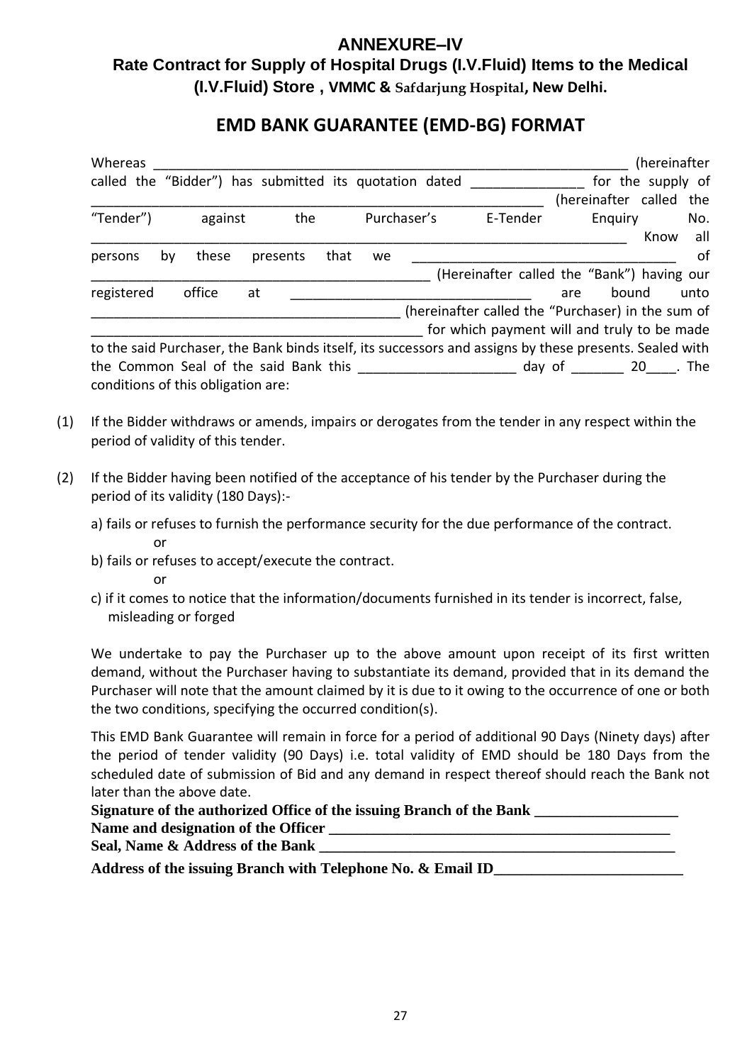# ANNEXURE–IV

## Rate Contract for Supply of Hospital Drugs (I.V.Fluid) Items to the Medical (I.V.Fluid) Store , VMMC & Safdarjung Hospital, New Delhi.

## EMD BANK GUARANTEE (EMD-BG) FORMAT

Whereas ________________________________________________________________ (hereinafter called the "Bidder") has submitted its quotation dated _______________ for the supply of ____________________________________________________________ (hereinafter called the "Tender") against the Purchaser's E-Tender Enquiry No. ________________________________________________________________________ Know all persons by these presents that we ___________________________________ of _______________________________________________ (Hereinafter called the "Bank") having our registered office at ________________________________ are bound unto __________________________________________ (hereinafter called the "Purchaser) in the sum of _____________________________________________ for which payment will and truly to be made to the said Purchaser, the Bank binds itself, its successors and assigns by these presents. Sealed with the Common Seal of the said Bank this _____________________ day of _______ 20____. The conditions of this obligation are:

(1) If the Bidder withdraws or amends, impairs or derogates from the tender in any respect within the period of validity of this tender.

(2) If the Bidder having been notified of the acceptance of his tender by the Purchaser during the period of its validity (180 Days):-

a) fails or refuses to furnish the performance security for the due performance of the contract.
or
b) fails or refuses to accept/execute the contract.
or
c) if it comes to notice that the information/documents furnished in its tender is incorrect, false, misleading or forged

We undertake to pay the Purchaser up to the above amount upon receipt of its first written demand, without the Purchaser having to substantiate its demand, provided that in its demand the Purchaser will note that the amount claimed by it is due to it owing to the occurrence of one or both the two conditions, specifying the occurred condition(s).

This EMD Bank Guarantee will remain in force for a period of additional 90 Days (Ninety days) after the period of tender validity (90 Days) i.e. total validity of EMD should be 180 Days from the scheduled date of submission of Bid and any demand in respect thereof should reach the Bank not later than the above date.

**Signature of the authorized Office of the issuing Branch of the Bank ___________________**
**Name and designation of the Officer _____________________________________________**
**Seal, Name & Address of the Bank _______________________________________________**
**Address of the issuing Branch with Telephone No. & Email ID_________________________**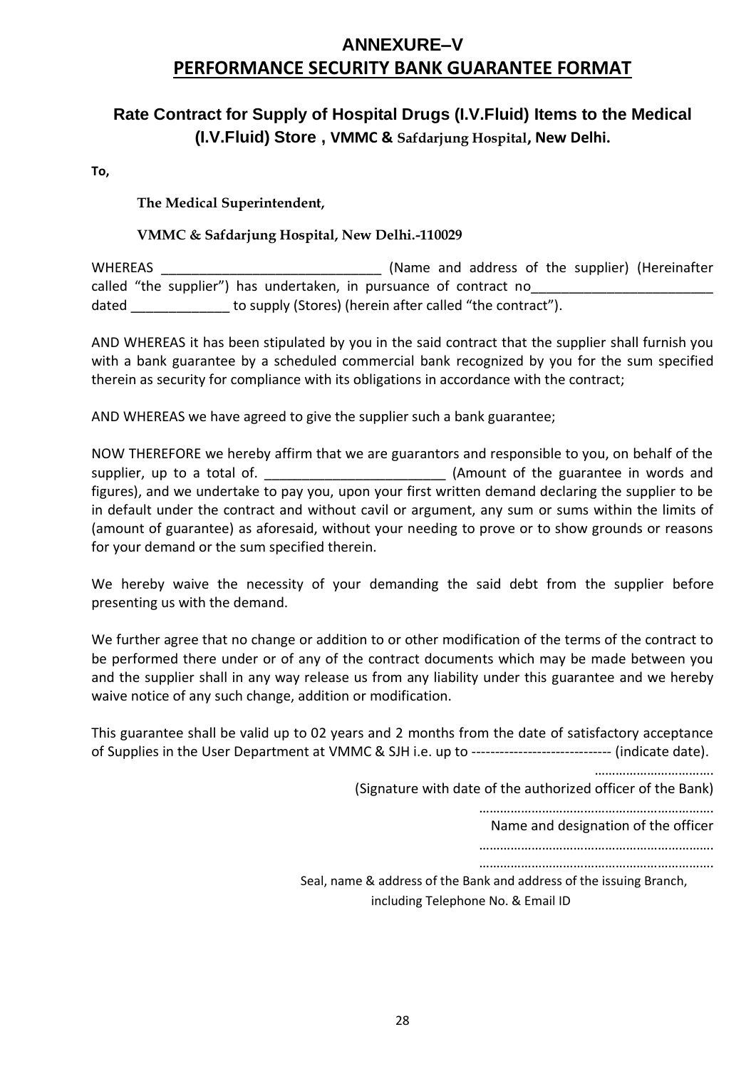# ANNEXURE–V

## PERFORMANCE SECURITY BANK GUARANTEE FORMAT

### Rate Contract for Supply of Hospital Drugs (I.V.Fluid) Items to the Medical (I.V.Fluid) Store , VMMC & Safdarjung Hospital, New Delhi.

**To,**

**The Medical Superintendent,**

**VMMC & Safdarjung Hospital, New Delhi.-110029**

WHEREAS _____________________________ (Name and address of the supplier) (Hereinafter called "the supplier") has undertaken, in pursuance of contract no________________________ dated _____________ to supply (Stores) (herein after called "the contract").

AND WHEREAS it has been stipulated by you in the said contract that the supplier shall furnish you with a bank guarantee by a scheduled commercial bank recognized by you for the sum specified therein as security for compliance with its obligations in accordance with the contract;

AND WHEREAS we have agreed to give the supplier such a bank guarantee;

NOW THEREFORE we hereby affirm that we are guarantors and responsible to you, on behalf of the supplier, up to a total of. ________________________ (Amount of the guarantee in words and figures), and we undertake to pay you, upon your first written demand declaring the supplier to be in default under the contract and without cavil or argument, any sum or sums within the limits of (amount of guarantee) as aforesaid, without your needing to prove or to show grounds or reasons for your demand or the sum specified therein.

We hereby waive the necessity of your demanding the said debt from the supplier before presenting us with the demand.

We further agree that no change or addition to or other modification of the terms of the contract to be performed there under or of any of the contract documents which may be made between you and the supplier shall in any way release us from any liability under this guarantee and we hereby waive notice of any such change, addition or modification.

This guarantee shall be valid up to 02 years and 2 months from the date of satisfactory acceptance of Supplies in the User Department at VMMC & SJH i.e. up to ----------------------------- (indicate date).

…………………………….

(Signature with date of the authorized officer of the Bank)

………………………………………………………….

Name and designation of the officer

………………………………………………………….

………………………………………………………….

Seal, name & address of the Bank and address of the issuing Branch, including Telephone No. & Email ID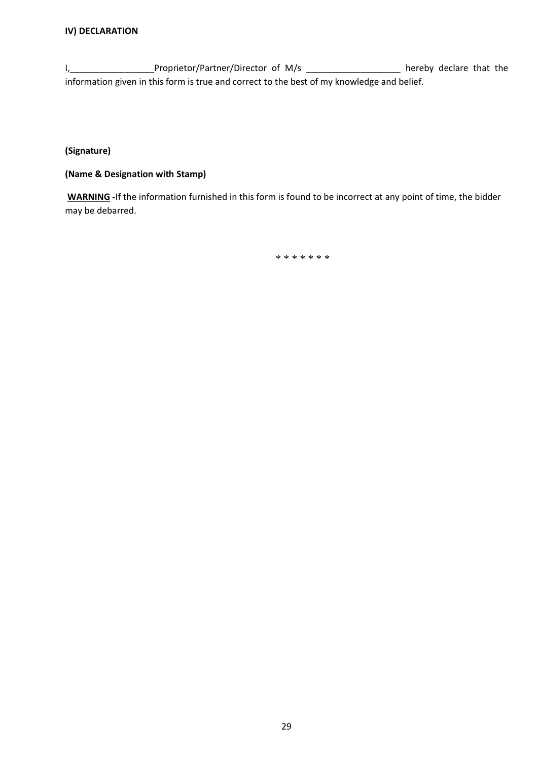**IV) DECLARATION**

I,_________________Proprietor/Partner/Director of M/s ___________________ hereby declare that the information given in this form is true and correct to the best of my knowledge and belief.

**(Signature)**

**(Name & Designation with Stamp)**

**WARNING** -If the information furnished in this form is found to be incorrect at any point of time, the bidder may be debarred.

* * * * * * *